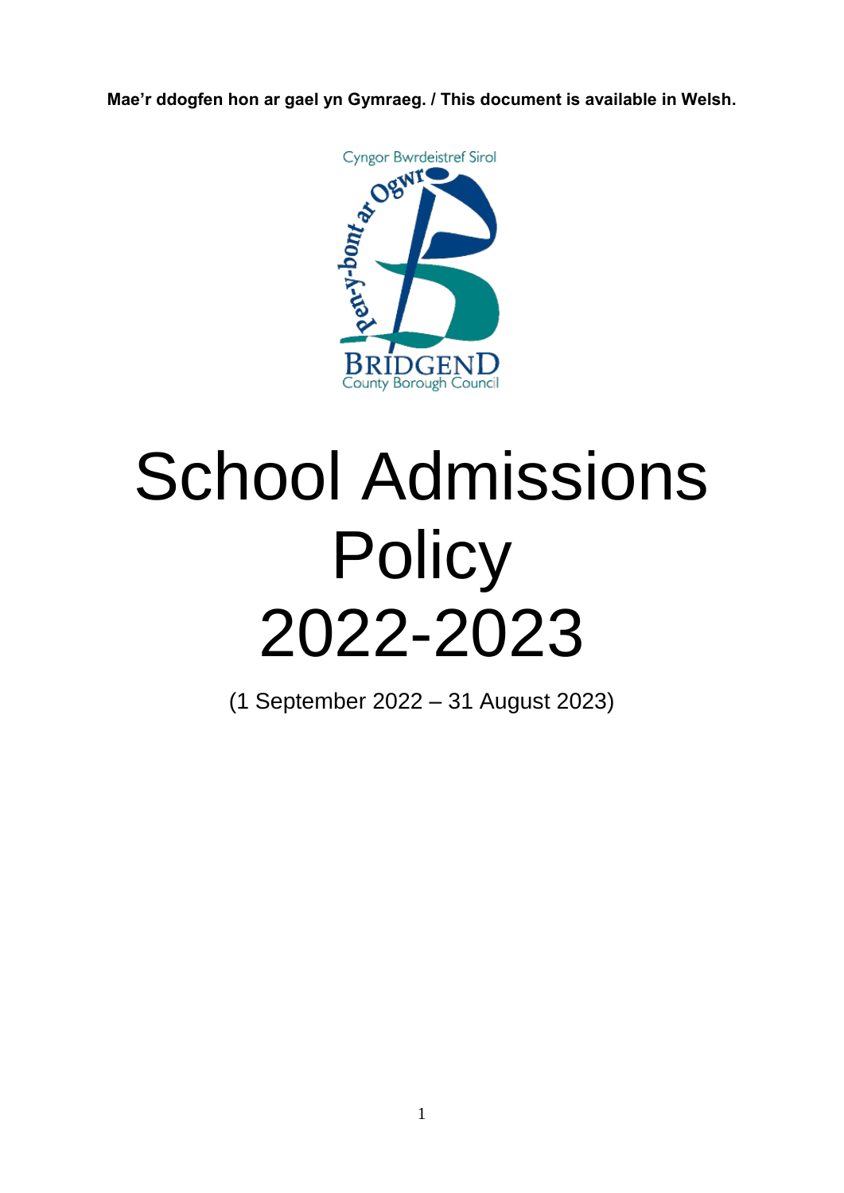**Mae'r ddogfen hon ar gael yn Gymraeg. / This document is available in Welsh.**

Cyngor Bwrdeistref Sirol Pen-y-bont ar Ogwr

Bridgend County Borough Council

# School Admissions Policy 2022-2023

(1 September 2022 – 31 August 2023)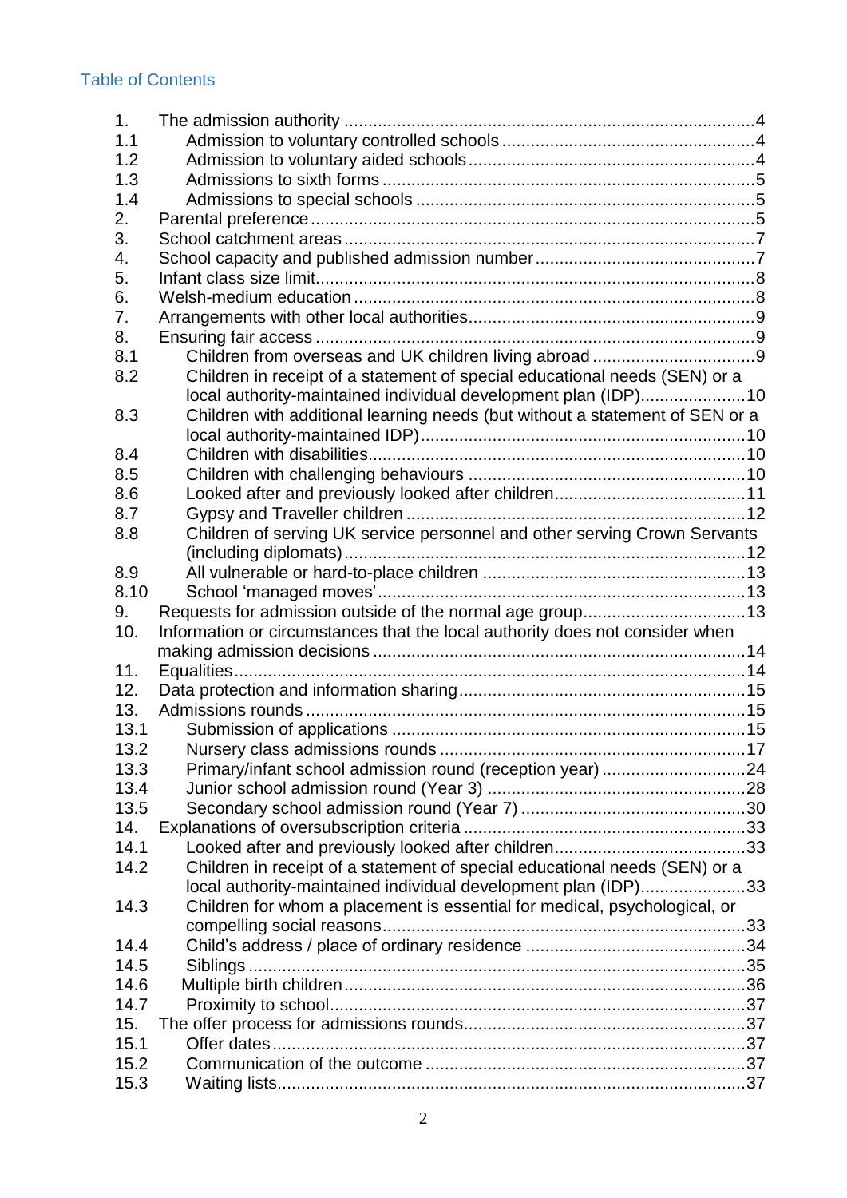## Table of Contents

1. The admission authority ..... 4
   - 1.1 Admission to voluntary controlled schools ..... 4
   - 1.2 Admission to voluntary aided schools ..... 4
   - 1.3 Admissions to sixth forms ..... 5
   - 1.4 Admissions to special schools ..... 5
2. Parental preference ..... 5
3. School catchment areas ..... 7
4. School capacity and published admission number ..... 7
5. Infant class size limit ..... 8
6. Welsh-medium education ..... 8
7. Arrangements with other local authorities ..... 9
8. Ensuring fair access ..... 9
   - 8.1 Children from overseas and UK children living abroad ..... 9
   - 8.2 Children in receipt of a statement of special educational needs (SEN) or a local authority-maintained individual development plan (IDP) ..... 10
   - 8.3 Children with additional learning needs (but without a statement of SEN or a local authority-maintained IDP) ..... 10
   - 8.4 Children with disabilities ..... 10
   - 8.5 Children with challenging behaviours ..... 10
   - 8.6 Looked after and previously looked after children ..... 11
   - 8.7 Gypsy and Traveller children ..... 12
   - 8.8 Children of serving UK service personnel and other serving Crown Servants (including diplomats) ..... 12
   - 8.9 All vulnerable or hard-to-place children ..... 13
   - 8.10 School 'managed moves' ..... 13
9. Requests for admission outside of the normal age group ..... 13
10. Information or circumstances that the local authority does not consider when making admission decisions ..... 14
11. Equalities ..... 14
12. Data protection and information sharing ..... 15
13. Admissions rounds ..... 15
   - 13.1 Submission of applications ..... 15
   - 13.2 Nursery class admissions rounds ..... 17
   - 13.3 Primary/infant school admission round (reception year) ..... 24
   - 13.4 Junior school admission round (Year 3) ..... 28
   - 13.5 Secondary school admission round (Year 7) ..... 30
14. Explanations of oversubscription criteria ..... 33
   - 14.1 Looked after and previously looked after children ..... 33
   - 14.2 Children in receipt of a statement of special educational needs (SEN) or a local authority-maintained individual development plan (IDP) ..... 33
   - 14.3 Children for whom a placement is essential for medical, psychological, or compelling social reasons ..... 33
   - 14.4 Child's address / place of ordinary residence ..... 34
   - 14.5 Siblings ..... 35
   - 14.6 Multiple birth children ..... 36
   - 14.7 Proximity to school ..... 37
15. The offer process for admissions rounds ..... 37
   - 15.1 Offer dates ..... 37
   - 15.2 Communication of the outcome ..... 37
   - 15.3 Waiting lists ..... 37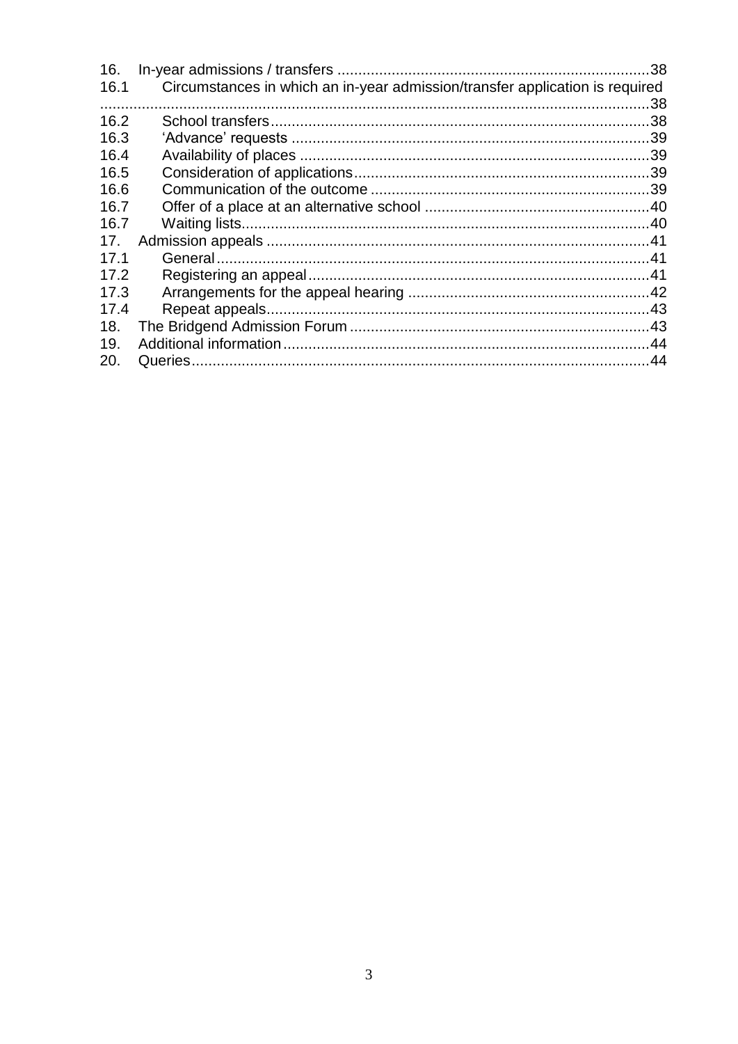| | | |
|---|---|---|
| 16. | In-year admissions / transfers | 38 |
| 16.1 | Circumstances in which an in-year admission/transfer application is required | 38 |
| 16.2 | School transfers | 38 |
| 16.3 | 'Advance' requests | 39 |
| 16.4 | Availability of places | 39 |
| 16.5 | Consideration of applications | 39 |
| 16.6 | Communication of the outcome | 39 |
| 16.7 | Offer of a place at an alternative school | 40 |
| 16.7 | Waiting lists | 40 |
| 17. | Admission appeals | 41 |
| 17.1 | General | 41 |
| 17.2 | Registering an appeal | 41 |
| 17.3 | Arrangements for the appeal hearing | 42 |
| 17.4 | Repeat appeals | 43 |
| 18. | The Bridgend Admission Forum | 43 |
| 19. | Additional information | 44 |
| 20. | Queries | 44 |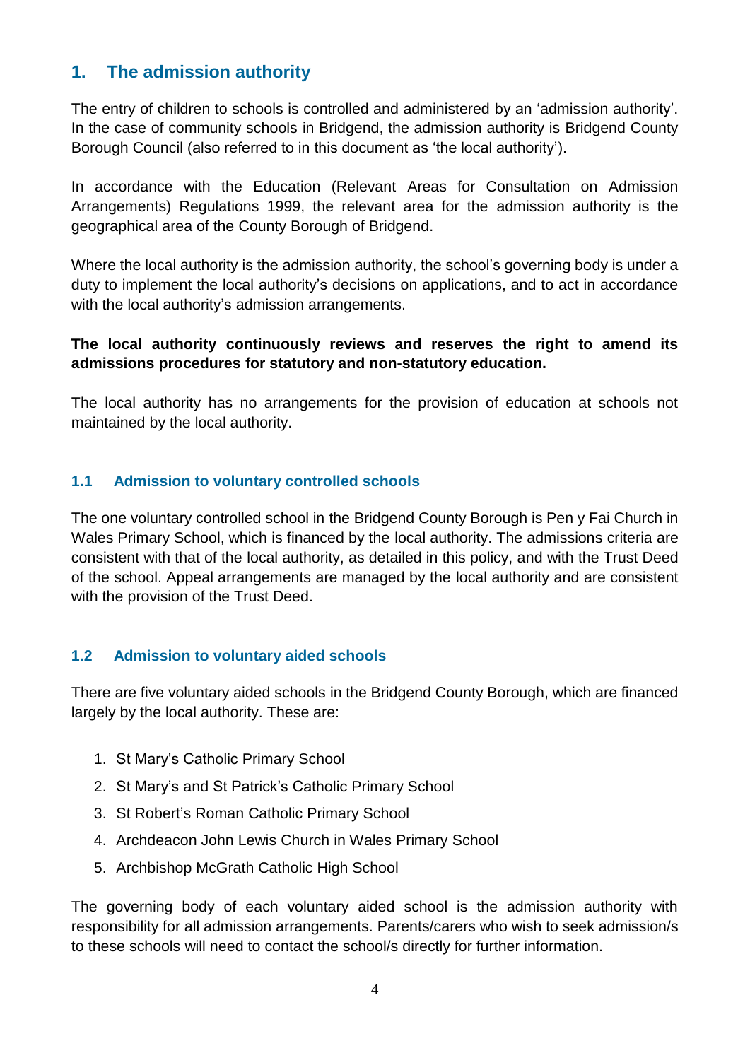## 1. The admission authority

The entry of children to schools is controlled and administered by an 'admission authority'. In the case of community schools in Bridgend, the admission authority is Bridgend County Borough Council (also referred to in this document as 'the local authority').

In accordance with the Education (Relevant Areas for Consultation on Admission Arrangements) Regulations 1999, the relevant area for the admission authority is the geographical area of the County Borough of Bridgend.

Where the local authority is the admission authority, the school's governing body is under a duty to implement the local authority's decisions on applications, and to act in accordance with the local authority's admission arrangements.

**The local authority continuously reviews and reserves the right to amend its admissions procedures for statutory and non-statutory education.**

The local authority has no arrangements for the provision of education at schools not maintained by the local authority.

### 1.1 Admission to voluntary controlled schools

The one voluntary controlled school in the Bridgend County Borough is Pen y Fai Church in Wales Primary School, which is financed by the local authority. The admissions criteria are consistent with that of the local authority, as detailed in this policy, and with the Trust Deed of the school. Appeal arrangements are managed by the local authority and are consistent with the provision of the Trust Deed.

### 1.2 Admission to voluntary aided schools

There are five voluntary aided schools in the Bridgend County Borough, which are financed largely by the local authority. These are:

1. St Mary's Catholic Primary School
2. St Mary's and St Patrick's Catholic Primary School
3. St Robert's Roman Catholic Primary School
4. Archdeacon John Lewis Church in Wales Primary School
5. Archbishop McGrath Catholic High School

The governing body of each voluntary aided school is the admission authority with responsibility for all admission arrangements. Parents/carers who wish to seek admission/s to these schools will need to contact the school/s directly for further information.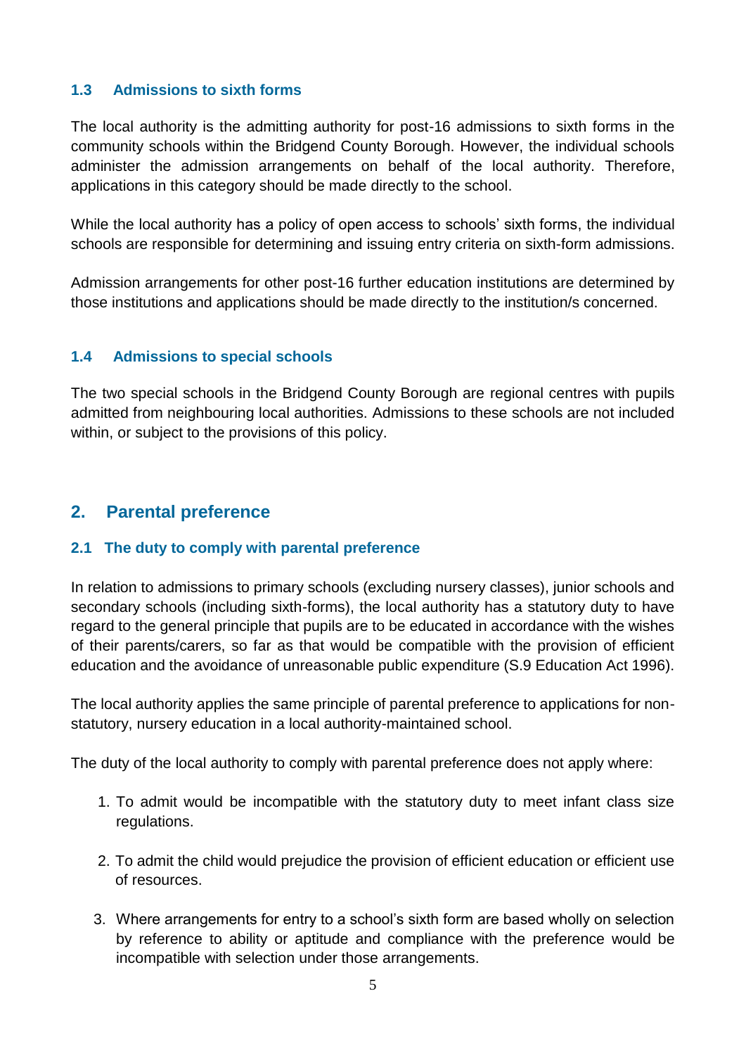### 1.3 Admissions to sixth forms

The local authority is the admitting authority for post-16 admissions to sixth forms in the community schools within the Bridgend County Borough. However, the individual schools administer the admission arrangements on behalf of the local authority. Therefore, applications in this category should be made directly to the school.

While the local authority has a policy of open access to schools' sixth forms, the individual schools are responsible for determining and issuing entry criteria on sixth-form admissions.

Admission arrangements for other post-16 further education institutions are determined by those institutions and applications should be made directly to the institution/s concerned.

### 1.4 Admissions to special schools

The two special schools in the Bridgend County Borough are regional centres with pupils admitted from neighbouring local authorities. Admissions to these schools are not included within, or subject to the provisions of this policy.

## 2. Parental preference

### 2.1 The duty to comply with parental preference

In relation to admissions to primary schools (excluding nursery classes), junior schools and secondary schools (including sixth-forms), the local authority has a statutory duty to have regard to the general principle that pupils are to be educated in accordance with the wishes of their parents/carers, so far as that would be compatible with the provision of efficient education and the avoidance of unreasonable public expenditure (S.9 Education Act 1996).

The local authority applies the same principle of parental preference to applications for non-statutory, nursery education in a local authority-maintained school.

The duty of the local authority to comply with parental preference does not apply where:

1. To admit would be incompatible with the statutory duty to meet infant class size regulations.

2. To admit the child would prejudice the provision of efficient education or efficient use of resources.

3. Where arrangements for entry to a school's sixth form are based wholly on selection by reference to ability or aptitude and compliance with the preference would be incompatible with selection under those arrangements.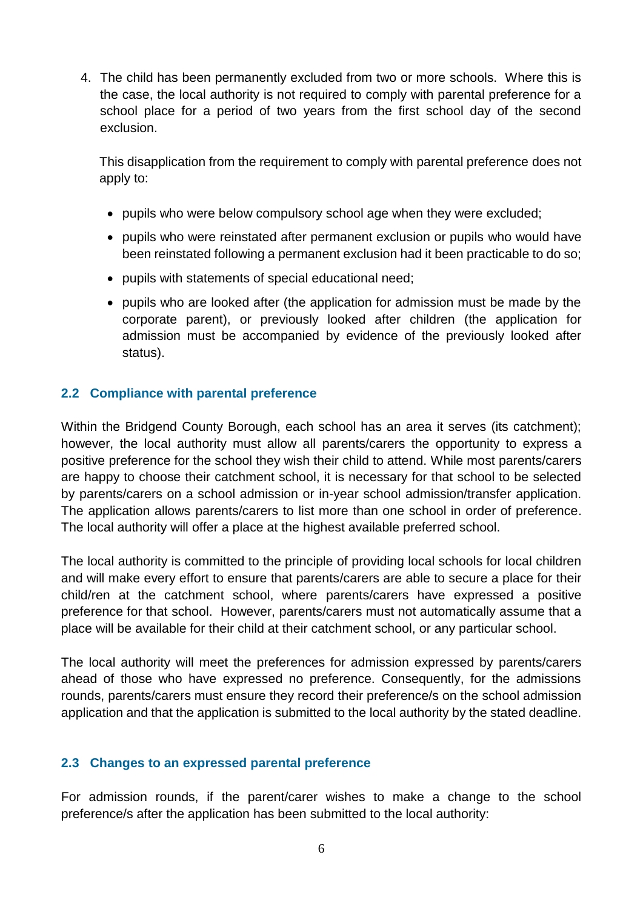4. The child has been permanently excluded from two or more schools. Where this is the case, the local authority is not required to comply with parental preference for a school place for a period of two years from the first school day of the second exclusion.

   This disapplication from the requirement to comply with parental preference does not apply to:

   - pupils who were below compulsory school age when they were excluded;
   - pupils who were reinstated after permanent exclusion or pupils who would have been reinstated following a permanent exclusion had it been practicable to do so;
   - pupils with statements of special educational need;
   - pupils who are looked after (the application for admission must be made by the corporate parent), or previously looked after children (the application for admission must be accompanied by evidence of the previously looked after status).

### 2.2 Compliance with parental preference

Within the Bridgend County Borough, each school has an area it serves (its catchment); however, the local authority must allow all parents/carers the opportunity to express a positive preference for the school they wish their child to attend. While most parents/carers are happy to choose their catchment school, it is necessary for that school to be selected by parents/carers on a school admission or in-year school admission/transfer application. The application allows parents/carers to list more than one school in order of preference. The local authority will offer a place at the highest available preferred school.

The local authority is committed to the principle of providing local schools for local children and will make every effort to ensure that parents/carers are able to secure a place for their child/ren at the catchment school, where parents/carers have expressed a positive preference for that school. However, parents/carers must not automatically assume that a place will be available for their child at their catchment school, or any particular school.

The local authority will meet the preferences for admission expressed by parents/carers ahead of those who have expressed no preference. Consequently, for the admissions rounds, parents/carers must ensure they record their preference/s on the school admission application and that the application is submitted to the local authority by the stated deadline.

### 2.3 Changes to an expressed parental preference

For admission rounds, if the parent/carer wishes to make a change to the school preference/s after the application has been submitted to the local authority: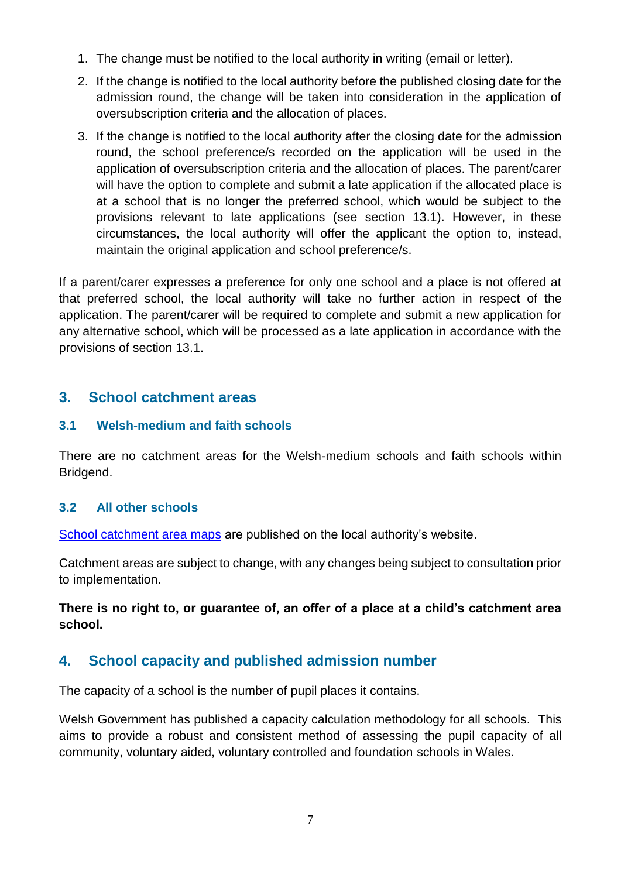1. The change must be notified to the local authority in writing (email or letter).
2. If the change is notified to the local authority before the published closing date for the admission round, the change will be taken into consideration in the application of oversubscription criteria and the allocation of places.
3. If the change is notified to the local authority after the closing date for the admission round, the school preference/s recorded on the application will be used in the application of oversubscription criteria and the allocation of places. The parent/carer will have the option to complete and submit a late application if the allocated place is at a school that is no longer the preferred school, which would be subject to the provisions relevant to late applications (see section 13.1). However, in these circumstances, the local authority will offer the applicant the option to, instead, maintain the original application and school preference/s.

If a parent/carer expresses a preference for only one school and a place is not offered at that preferred school, the local authority will take no further action in respect of the application. The parent/carer will be required to complete and submit a new application for any alternative school, which will be processed as a late application in accordance with the provisions of section 13.1.

## 3. School catchment areas

### 3.1 Welsh-medium and faith schools

There are no catchment areas for the Welsh-medium schools and faith schools within Bridgend.

### 3.2 All other schools

School catchment area maps are published on the local authority's website.

Catchment areas are subject to change, with any changes being subject to consultation prior to implementation.

**There is no right to, or guarantee of, an offer of a place at a child's catchment area school.**

## 4. School capacity and published admission number

The capacity of a school is the number of pupil places it contains.

Welsh Government has published a capacity calculation methodology for all schools. This aims to provide a robust and consistent method of assessing the pupil capacity of all community, voluntary aided, voluntary controlled and foundation schools in Wales.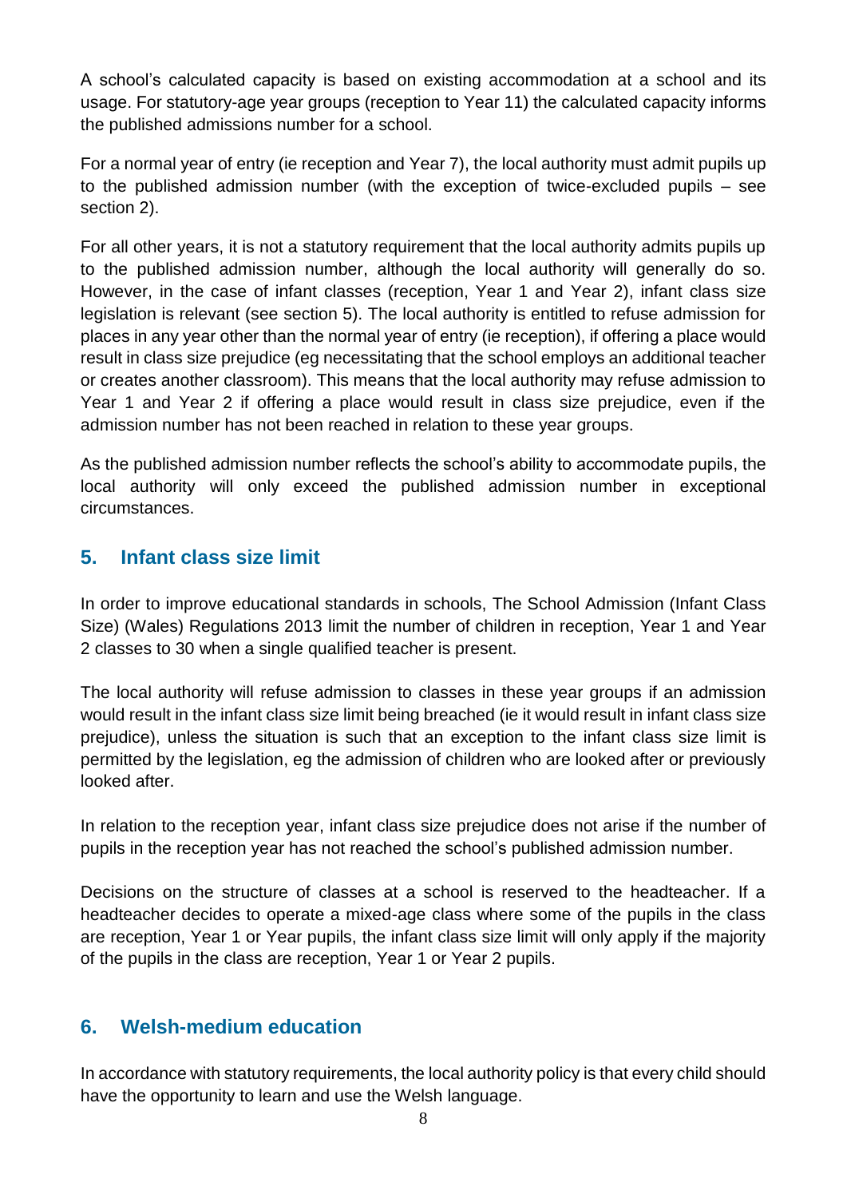A school's calculated capacity is based on existing accommodation at a school and its usage. For statutory-age year groups (reception to Year 11) the calculated capacity informs the published admissions number for a school.

For a normal year of entry (ie reception and Year 7), the local authority must admit pupils up to the published admission number (with the exception of twice-excluded pupils – see section 2).

For all other years, it is not a statutory requirement that the local authority admits pupils up to the published admission number, although the local authority will generally do so. However, in the case of infant classes (reception, Year 1 and Year 2), infant class size legislation is relevant (see section 5). The local authority is entitled to refuse admission for places in any year other than the normal year of entry (ie reception), if offering a place would result in class size prejudice (eg necessitating that the school employs an additional teacher or creates another classroom). This means that the local authority may refuse admission to Year 1 and Year 2 if offering a place would result in class size prejudice, even if the admission number has not been reached in relation to these year groups.

As the published admission number reflects the school's ability to accommodate pupils, the local authority will only exceed the published admission number in exceptional circumstances.

## 5. Infant class size limit

In order to improve educational standards in schools, The School Admission (Infant Class Size) (Wales) Regulations 2013 limit the number of children in reception, Year 1 and Year 2 classes to 30 when a single qualified teacher is present.

The local authority will refuse admission to classes in these year groups if an admission would result in the infant class size limit being breached (ie it would result in infant class size prejudice), unless the situation is such that an exception to the infant class size limit is permitted by the legislation, eg the admission of children who are looked after or previously looked after.

In relation to the reception year, infant class size prejudice does not arise if the number of pupils in the reception year has not reached the school's published admission number.

Decisions on the structure of classes at a school is reserved to the headteacher. If a headteacher decides to operate a mixed-age class where some of the pupils in the class are reception, Year 1 or Year pupils, the infant class size limit will only apply if the majority of the pupils in the class are reception, Year 1 or Year 2 pupils.

## 6. Welsh-medium education

In accordance with statutory requirements, the local authority policy is that every child should have the opportunity to learn and use the Welsh language.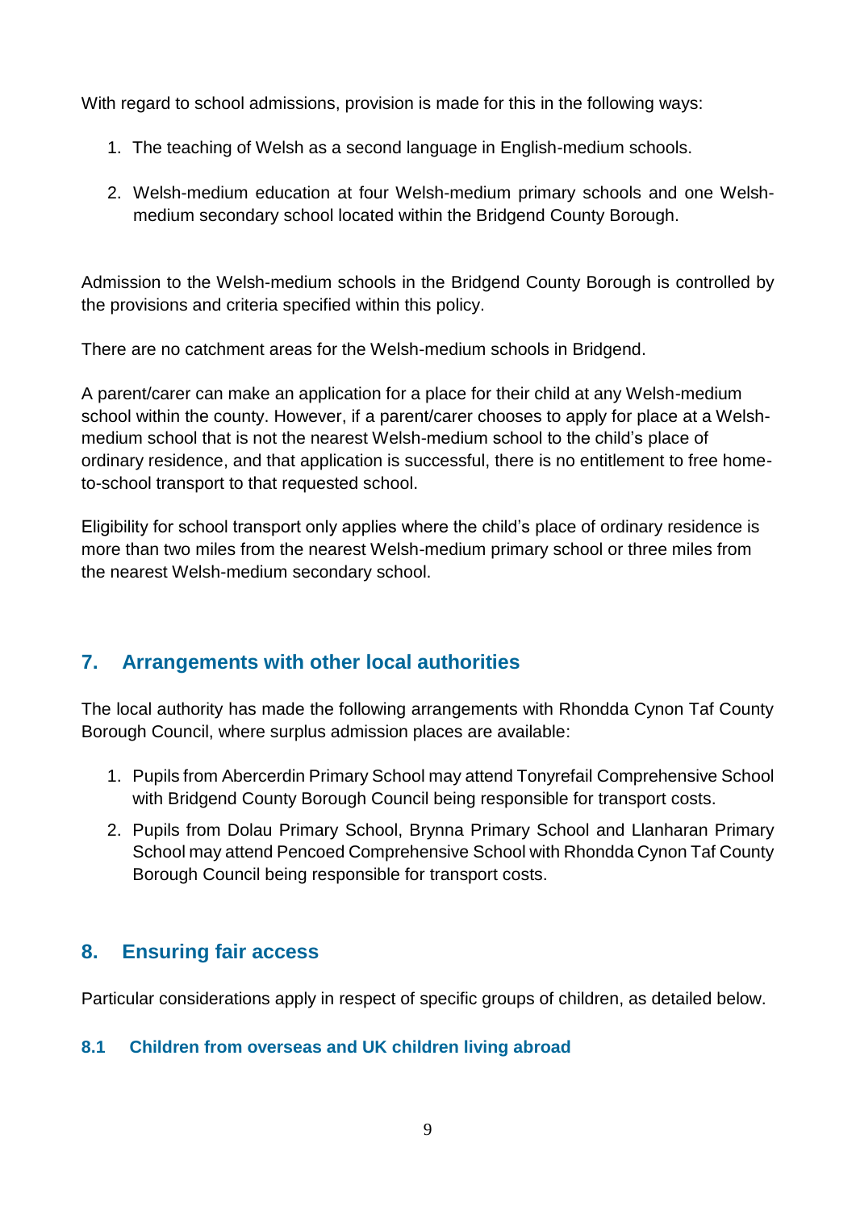With regard to school admissions, provision is made for this in the following ways:

1. The teaching of Welsh as a second language in English-medium schools.
2. Welsh-medium education at four Welsh-medium primary schools and one Welsh-medium secondary school located within the Bridgend County Borough.

Admission to the Welsh-medium schools in the Bridgend County Borough is controlled by the provisions and criteria specified within this policy.

There are no catchment areas for the Welsh-medium schools in Bridgend.

A parent/carer can make an application for a place for their child at any Welsh-medium school within the county. However, if a parent/carer chooses to apply for place at a Welsh-medium school that is not the nearest Welsh-medium school to the child's place of ordinary residence, and that application is successful, there is no entitlement to free home-to-school transport to that requested school.

Eligibility for school transport only applies where the child's place of ordinary residence is more than two miles from the nearest Welsh-medium primary school or three miles from the nearest Welsh-medium secondary school.

## 7. Arrangements with other local authorities

The local authority has made the following arrangements with Rhondda Cynon Taf County Borough Council, where surplus admission places are available:

1. Pupils from Abercerdin Primary School may attend Tonyrefail Comprehensive School with Bridgend County Borough Council being responsible for transport costs.
2. Pupils from Dolau Primary School, Brynna Primary School and Llanharan Primary School may attend Pencoed Comprehensive School with Rhondda Cynon Taf County Borough Council being responsible for transport costs.

## 8. Ensuring fair access

Particular considerations apply in respect of specific groups of children, as detailed below.

### 8.1 Children from overseas and UK children living abroad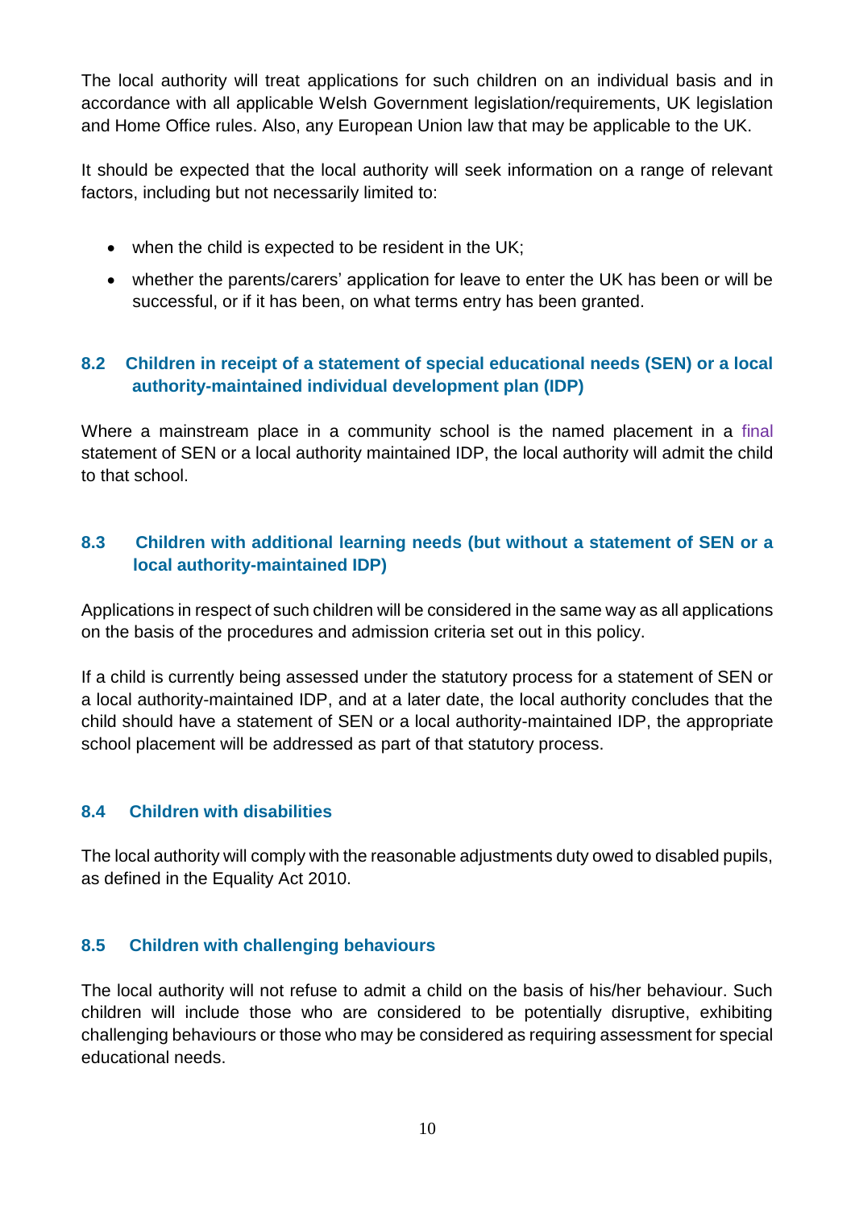The local authority will treat applications for such children on an individual basis and in accordance with all applicable Welsh Government legislation/requirements, UK legislation and Home Office rules. Also, any European Union law that may be applicable to the UK.

It should be expected that the local authority will seek information on a range of relevant factors, including but not necessarily limited to:

- when the child is expected to be resident in the UK;
- whether the parents/carers' application for leave to enter the UK has been or will be successful, or if it has been, on what terms entry has been granted.

### 8.2 Children in receipt of a statement of special educational needs (SEN) or a local authority-maintained individual development plan (IDP)

Where a mainstream place in a community school is the named placement in a final statement of SEN or a local authority maintained IDP, the local authority will admit the child to that school.

### 8.3 Children with additional learning needs (but without a statement of SEN or a local authority-maintained IDP)

Applications in respect of such children will be considered in the same way as all applications on the basis of the procedures and admission criteria set out in this policy.

If a child is currently being assessed under the statutory process for a statement of SEN or a local authority-maintained IDP, and at a later date, the local authority concludes that the child should have a statement of SEN or a local authority-maintained IDP, the appropriate school placement will be addressed as part of that statutory process.

### 8.4 Children with disabilities

The local authority will comply with the reasonable adjustments duty owed to disabled pupils, as defined in the Equality Act 2010.

### 8.5 Children with challenging behaviours

The local authority will not refuse to admit a child on the basis of his/her behaviour. Such children will include those who are considered to be potentially disruptive, exhibiting challenging behaviours or those who may be considered as requiring assessment for special educational needs.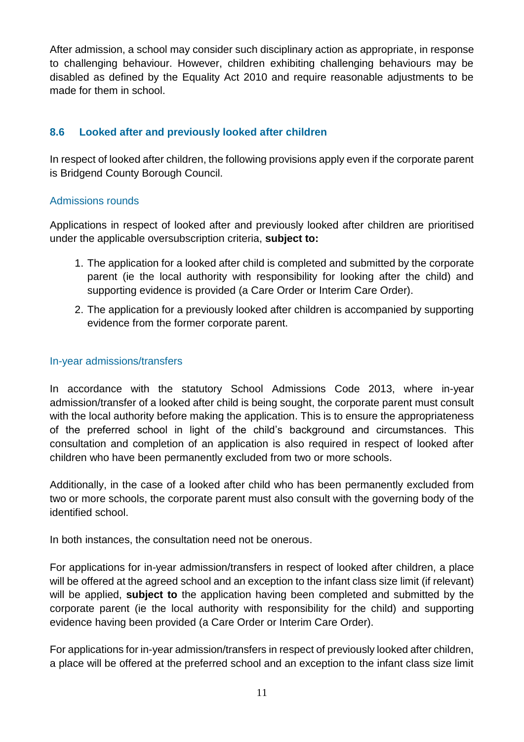After admission, a school may consider such disciplinary action as appropriate, in response to challenging behaviour. However, children exhibiting challenging behaviours may be disabled as defined by the Equality Act 2010 and require reasonable adjustments to be made for them in school.

### 8.6 Looked after and previously looked after children

In respect of looked after children, the following provisions apply even if the corporate parent is Bridgend County Borough Council.

#### Admissions rounds

Applications in respect of looked after and previously looked after children are prioritised under the applicable oversubscription criteria, **subject to:**

1. The application for a looked after child is completed and submitted by the corporate parent (ie the local authority with responsibility for looking after the child) and supporting evidence is provided (a Care Order or Interim Care Order).
2. The application for a previously looked after children is accompanied by supporting evidence from the former corporate parent.

#### In-year admissions/transfers

In accordance with the statutory School Admissions Code 2013, where in-year admission/transfer of a looked after child is being sought, the corporate parent must consult with the local authority before making the application. This is to ensure the appropriateness of the preferred school in light of the child's background and circumstances. This consultation and completion of an application is also required in respect of looked after children who have been permanently excluded from two or more schools.

Additionally, in the case of a looked after child who has been permanently excluded from two or more schools, the corporate parent must also consult with the governing body of the identified school.

In both instances, the consultation need not be onerous.

For applications for in-year admission/transfers in respect of looked after children, a place will be offered at the agreed school and an exception to the infant class size limit (if relevant) will be applied, **subject to** the application having been completed and submitted by the corporate parent (ie the local authority with responsibility for the child) and supporting evidence having been provided (a Care Order or Interim Care Order).

For applications for in-year admission/transfers in respect of previously looked after children, a place will be offered at the preferred school and an exception to the infant class size limit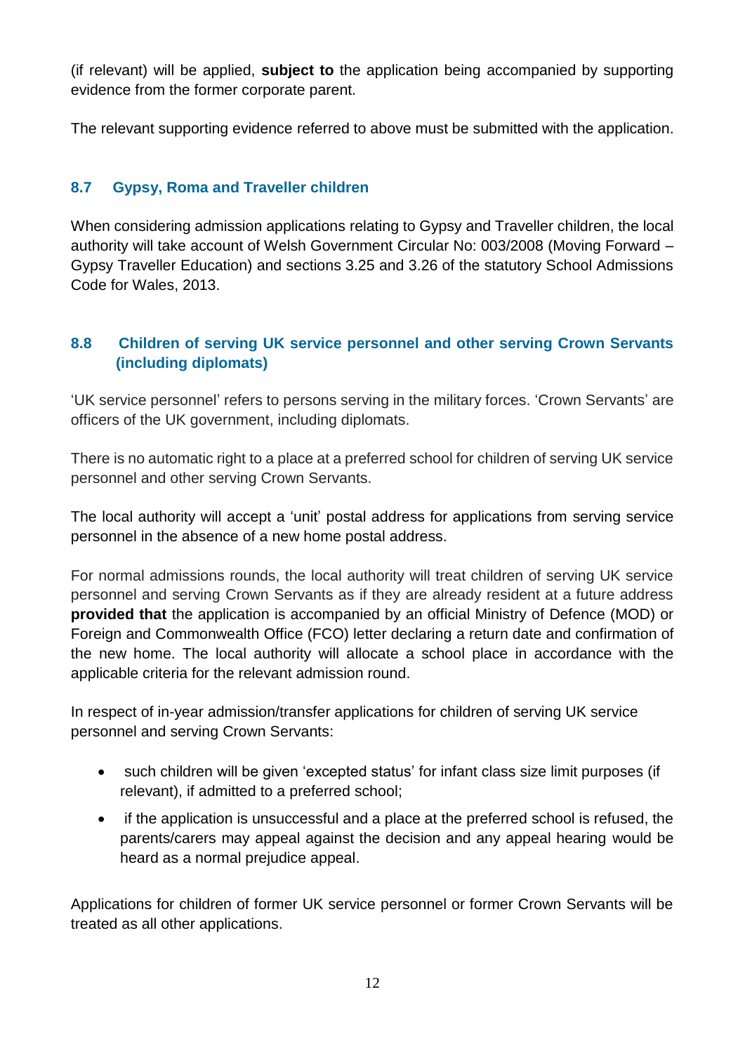(if relevant) will be applied, **subject to** the application being accompanied by supporting evidence from the former corporate parent.

The relevant supporting evidence referred to above must be submitted with the application.

### 8.7 Gypsy, Roma and Traveller children

When considering admission applications relating to Gypsy and Traveller children, the local authority will take account of Welsh Government Circular No: 003/2008 (Moving Forward – Gypsy Traveller Education) and sections 3.25 and 3.26 of the statutory School Admissions Code for Wales, 2013.

### 8.8 Children of serving UK service personnel and other serving Crown Servants (including diplomats)

'UK service personnel' refers to persons serving in the military forces. 'Crown Servants' are officers of the UK government, including diplomats.

There is no automatic right to a place at a preferred school for children of serving UK service personnel and other serving Crown Servants.

The local authority will accept a 'unit' postal address for applications from serving service personnel in the absence of a new home postal address.

For normal admissions rounds, the local authority will treat children of serving UK service personnel and serving Crown Servants as if they are already resident at a future address **provided that** the application is accompanied by an official Ministry of Defence (MOD) or Foreign and Commonwealth Office (FCO) letter declaring a return date and confirmation of the new home. The local authority will allocate a school place in accordance with the applicable criteria for the relevant admission round.

In respect of in-year admission/transfer applications for children of serving UK service personnel and serving Crown Servants:

- such children will be given 'excepted status' for infant class size limit purposes (if relevant), if admitted to a preferred school;
- if the application is unsuccessful and a place at the preferred school is refused, the parents/carers may appeal against the decision and any appeal hearing would be heard as a normal prejudice appeal.

Applications for children of former UK service personnel or former Crown Servants will be treated as all other applications.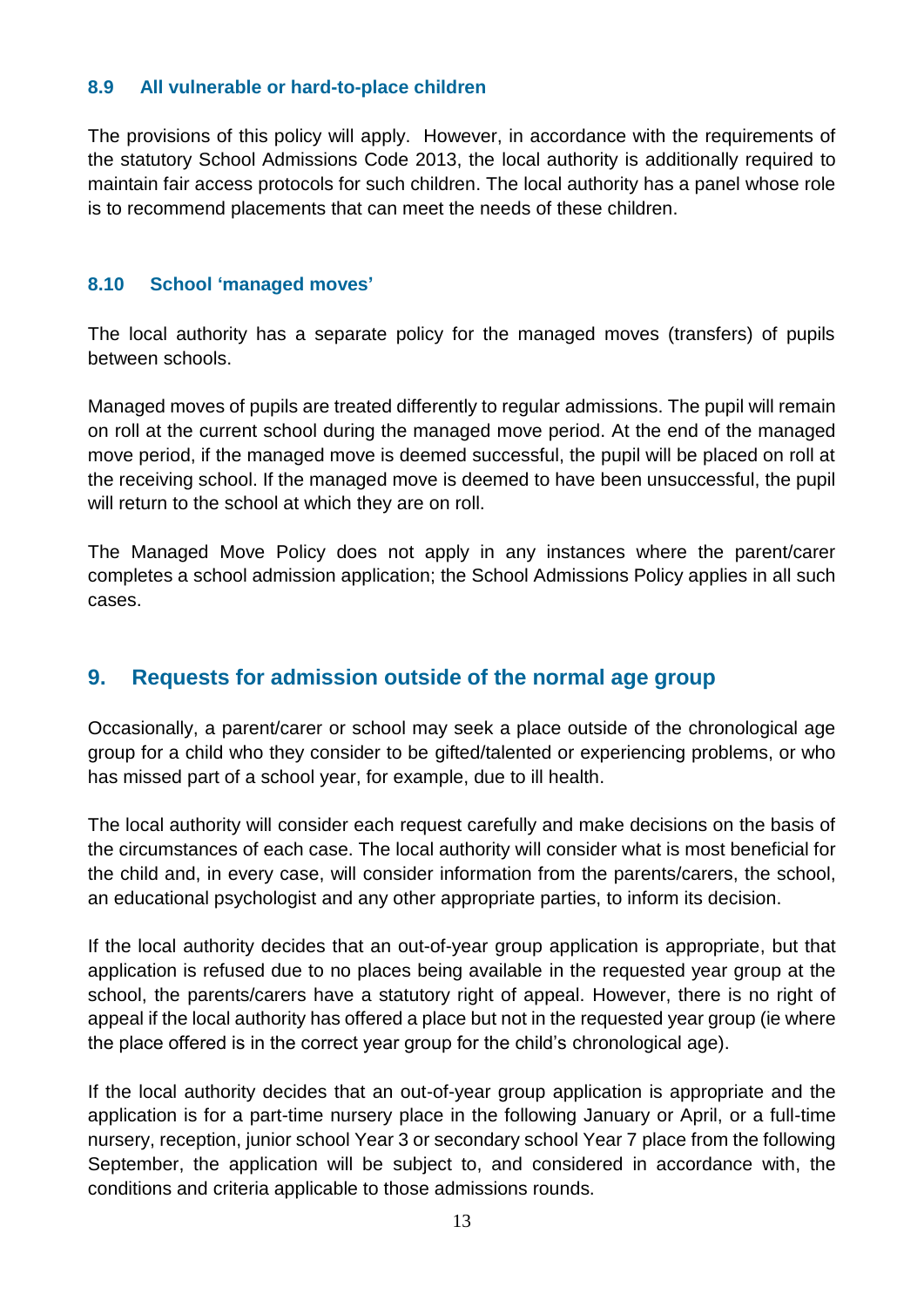### 8.9 All vulnerable or hard-to-place children

The provisions of this policy will apply. However, in accordance with the requirements of the statutory School Admissions Code 2013, the local authority is additionally required to maintain fair access protocols for such children. The local authority has a panel whose role is to recommend placements that can meet the needs of these children.

### 8.10 School 'managed moves'

The local authority has a separate policy for the managed moves (transfers) of pupils between schools.

Managed moves of pupils are treated differently to regular admissions. The pupil will remain on roll at the current school during the managed move period. At the end of the managed move period, if the managed move is deemed successful, the pupil will be placed on roll at the receiving school. If the managed move is deemed to have been unsuccessful, the pupil will return to the school at which they are on roll.

The Managed Move Policy does not apply in any instances where the parent/carer completes a school admission application; the School Admissions Policy applies in all such cases.

## 9. Requests for admission outside of the normal age group

Occasionally, a parent/carer or school may seek a place outside of the chronological age group for a child who they consider to be gifted/talented or experiencing problems, or who has missed part of a school year, for example, due to ill health.

The local authority will consider each request carefully and make decisions on the basis of the circumstances of each case. The local authority will consider what is most beneficial for the child and, in every case, will consider information from the parents/carers, the school, an educational psychologist and any other appropriate parties, to inform its decision.

If the local authority decides that an out-of-year group application is appropriate, but that application is refused due to no places being available in the requested year group at the school, the parents/carers have a statutory right of appeal. However, there is no right of appeal if the local authority has offered a place but not in the requested year group (ie where the place offered is in the correct year group for the child's chronological age).

If the local authority decides that an out-of-year group application is appropriate and the application is for a part-time nursery place in the following January or April, or a full-time nursery, reception, junior school Year 3 or secondary school Year 7 place from the following September, the application will be subject to, and considered in accordance with, the conditions and criteria applicable to those admissions rounds.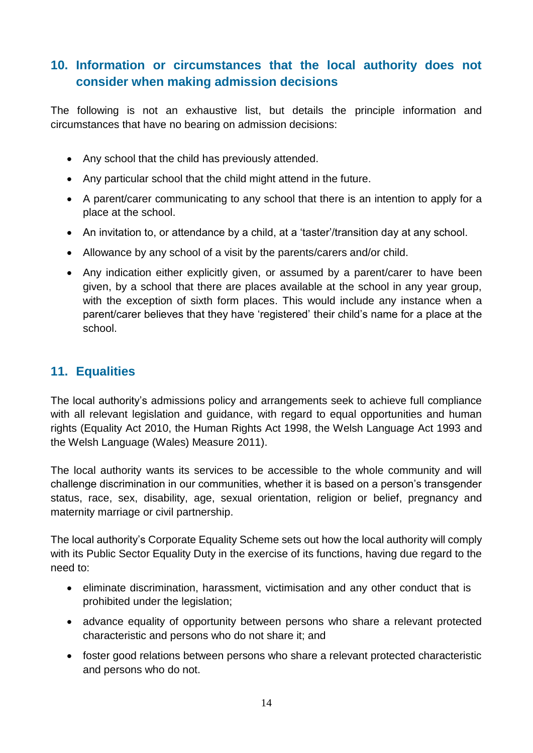## 10. Information or circumstances that the local authority does not consider when making admission decisions

The following is not an exhaustive list, but details the principle information and circumstances that have no bearing on admission decisions:

- Any school that the child has previously attended.
- Any particular school that the child might attend in the future.
- A parent/carer communicating to any school that there is an intention to apply for a place at the school.
- An invitation to, or attendance by a child, at a 'taster'/transition day at any school.
- Allowance by any school of a visit by the parents/carers and/or child.
- Any indication either explicitly given, or assumed by a parent/carer to have been given, by a school that there are places available at the school in any year group, with the exception of sixth form places. This would include any instance when a parent/carer believes that they have 'registered' their child's name for a place at the school.

## 11. Equalities

The local authority's admissions policy and arrangements seek to achieve full compliance with all relevant legislation and guidance, with regard to equal opportunities and human rights (Equality Act 2010, the Human Rights Act 1998, the Welsh Language Act 1993 and the Welsh Language (Wales) Measure 2011).

The local authority wants its services to be accessible to the whole community and will challenge discrimination in our communities, whether it is based on a person's transgender status, race, sex, disability, age, sexual orientation, religion or belief, pregnancy and maternity marriage or civil partnership.

The local authority's Corporate Equality Scheme sets out how the local authority will comply with its Public Sector Equality Duty in the exercise of its functions, having due regard to the need to:

- eliminate discrimination, harassment, victimisation and any other conduct that is prohibited under the legislation;
- advance equality of opportunity between persons who share a relevant protected characteristic and persons who do not share it; and
- foster good relations between persons who share a relevant protected characteristic and persons who do not.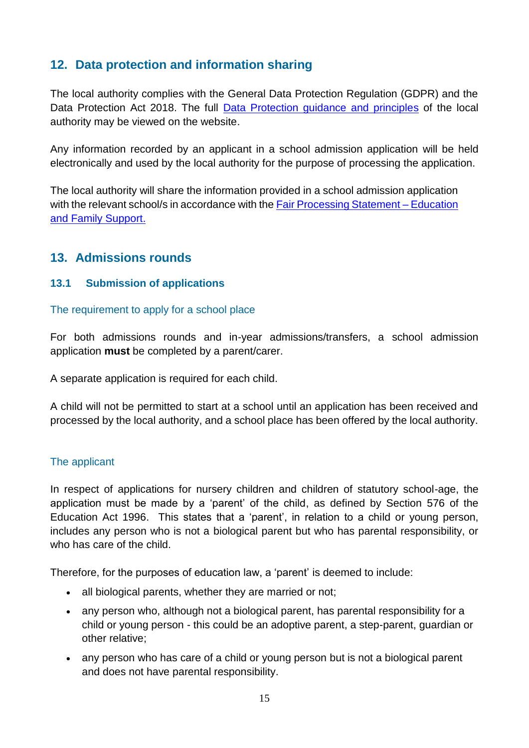## 12. Data protection and information sharing

The local authority complies with the General Data Protection Regulation (GDPR) and the Data Protection Act 2018. The full Data Protection guidance and principles of the local authority may be viewed on the website.

Any information recorded by an applicant in a school admission application will be held electronically and used by the local authority for the purpose of processing the application.

The local authority will share the information provided in a school admission application with the relevant school/s in accordance with the Fair Processing Statement – Education and Family Support.

## 13. Admissions rounds

### 13.1 Submission of applications

#### The requirement to apply for a school place

For both admissions rounds and in-year admissions/transfers, a school admission application **must** be completed by a parent/carer.

A separate application is required for each child.

A child will not be permitted to start at a school until an application has been received and processed by the local authority, and a school place has been offered by the local authority.

#### The applicant

In respect of applications for nursery children and children of statutory school-age, the application must be made by a 'parent' of the child, as defined by Section 576 of the Education Act 1996. This states that a 'parent', in relation to a child or young person, includes any person who is not a biological parent but who has parental responsibility, or who has care of the child.

Therefore, for the purposes of education law, a 'parent' is deemed to include:

- all biological parents, whether they are married or not;
- any person who, although not a biological parent, has parental responsibility for a child or young person - this could be an adoptive parent, a step-parent, guardian or other relative;
- any person who has care of a child or young person but is not a biological parent and does not have parental responsibility.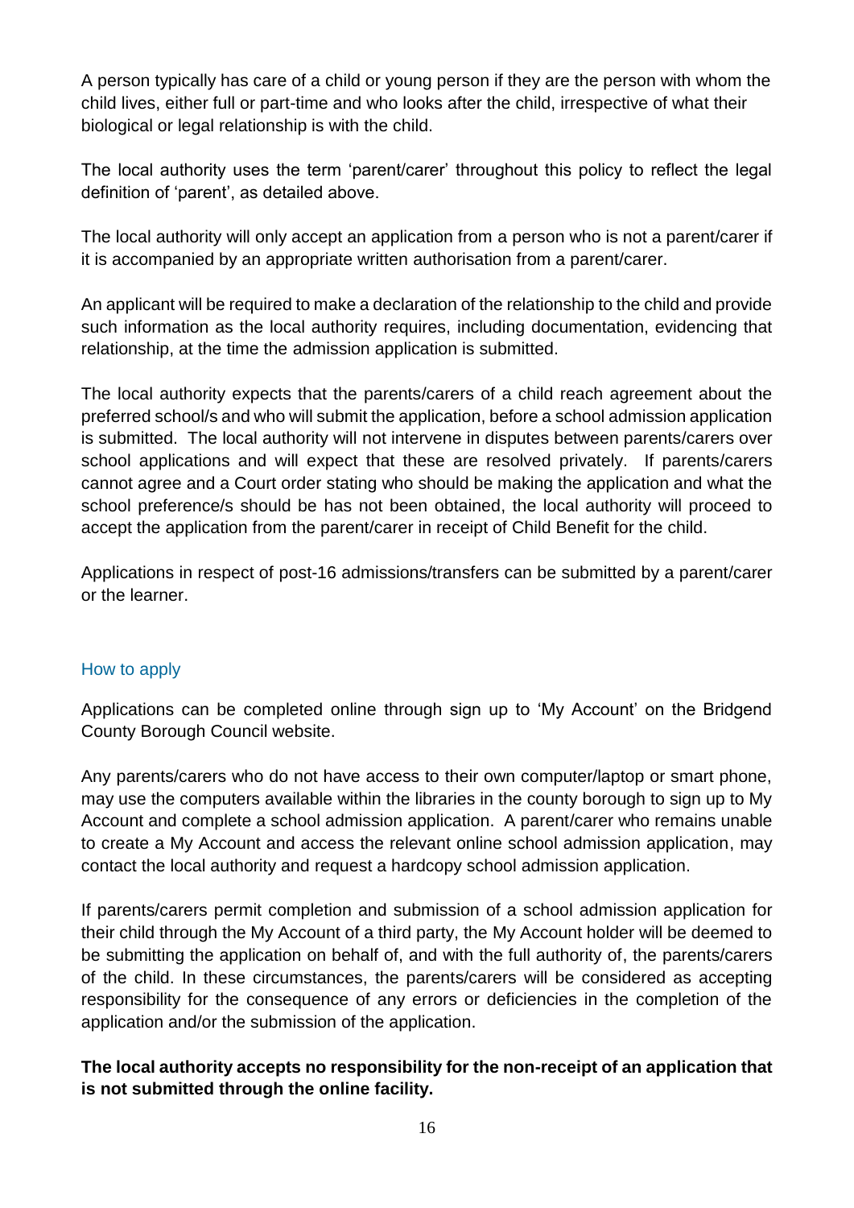A person typically has care of a child or young person if they are the person with whom the child lives, either full or part-time and who looks after the child, irrespective of what their biological or legal relationship is with the child.

The local authority uses the term 'parent/carer' throughout this policy to reflect the legal definition of 'parent', as detailed above.

The local authority will only accept an application from a person who is not a parent/carer if it is accompanied by an appropriate written authorisation from a parent/carer.

An applicant will be required to make a declaration of the relationship to the child and provide such information as the local authority requires, including documentation, evidencing that relationship, at the time the admission application is submitted.

The local authority expects that the parents/carers of a child reach agreement about the preferred school/s and who will submit the application, before a school admission application is submitted. The local authority will not intervene in disputes between parents/carers over school applications and will expect that these are resolved privately. If parents/carers cannot agree and a Court order stating who should be making the application and what the school preference/s should be has not been obtained, the local authority will proceed to accept the application from the parent/carer in receipt of Child Benefit for the child.

Applications in respect of post-16 admissions/transfers can be submitted by a parent/carer or the learner.

## How to apply

Applications can be completed online through sign up to 'My Account' on the Bridgend County Borough Council website.

Any parents/carers who do not have access to their own computer/laptop or smart phone, may use the computers available within the libraries in the county borough to sign up to My Account and complete a school admission application. A parent/carer who remains unable to create a My Account and access the relevant online school admission application, may contact the local authority and request a hardcopy school admission application.

If parents/carers permit completion and submission of a school admission application for their child through the My Account of a third party, the My Account holder will be deemed to be submitting the application on behalf of, and with the full authority of, the parents/carers of the child. In these circumstances, the parents/carers will be considered as accepting responsibility for the consequence of any errors or deficiencies in the completion of the application and/or the submission of the application.

**The local authority accepts no responsibility for the non-receipt of an application that is not submitted through the online facility.**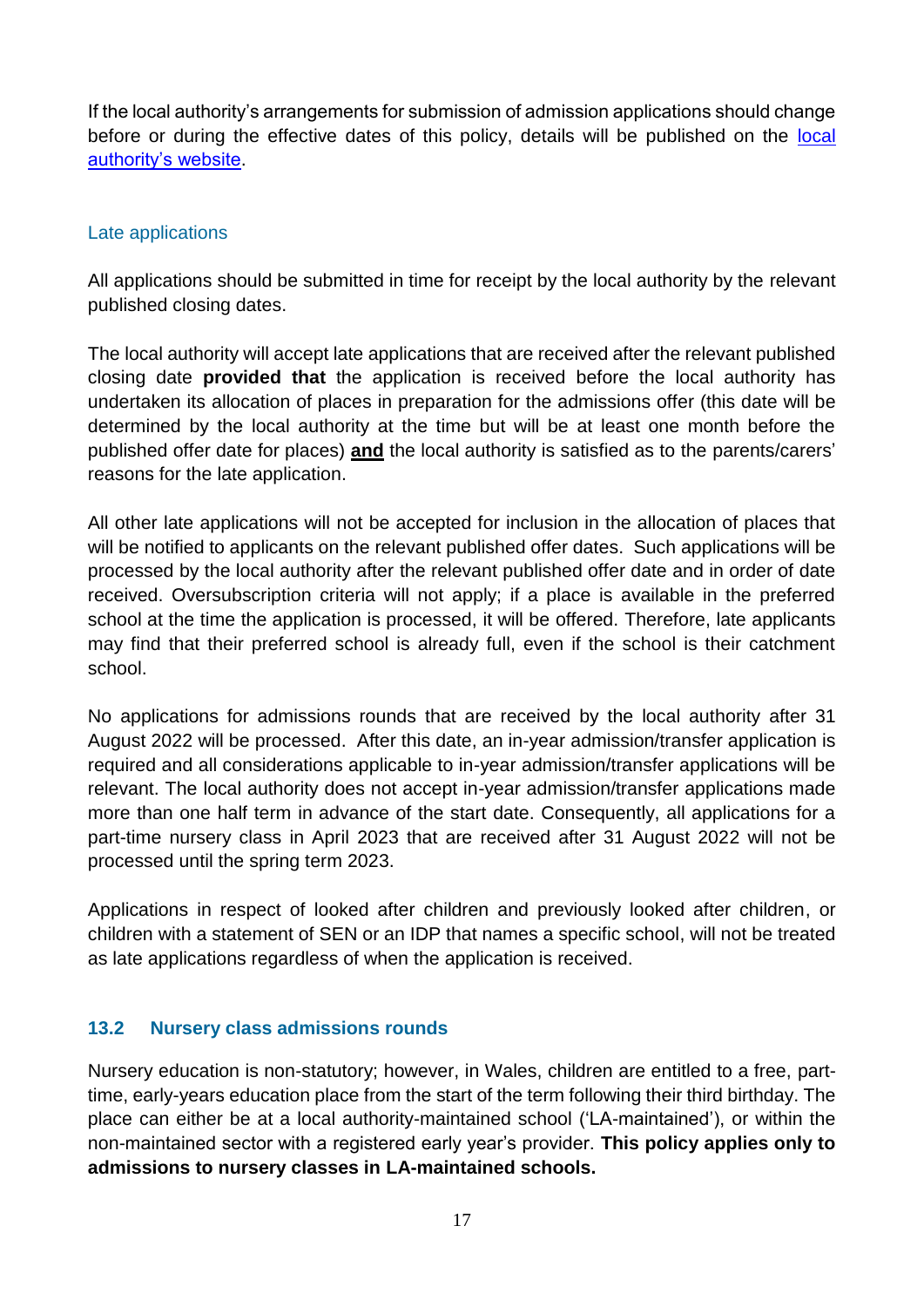If the local authority's arrangements for submission of admission applications should change before or during the effective dates of this policy, details will be published on the [local authority's website](#).

### Late applications

All applications should be submitted in time for receipt by the local authority by the relevant published closing dates.

The local authority will accept late applications that are received after the relevant published closing date **provided that** the application is received before the local authority has undertaken its allocation of places in preparation for the admissions offer (this date will be determined by the local authority at the time but will be at least one month before the published offer date for places) **<u>and</u>** the local authority is satisfied as to the parents/carers' reasons for the late application.

All other late applications will not be accepted for inclusion in the allocation of places that will be notified to applicants on the relevant published offer dates. Such applications will be processed by the local authority after the relevant published offer date and in order of date received. Oversubscription criteria will not apply; if a place is available in the preferred school at the time the application is processed, it will be offered. Therefore, late applicants may find that their preferred school is already full, even if the school is their catchment school.

No applications for admissions rounds that are received by the local authority after 31 August 2022 will be processed. After this date, an in-year admission/transfer application is required and all considerations applicable to in-year admission/transfer applications will be relevant. The local authority does not accept in-year admission/transfer applications made more than one half term in advance of the start date. Consequently, all applications for a part-time nursery class in April 2023 that are received after 31 August 2022 will not be processed until the spring term 2023.

Applications in respect of looked after children and previously looked after children, or children with a statement of SEN or an IDP that names a specific school, will not be treated as late applications regardless of when the application is received.

## 13.2 Nursery class admissions rounds

Nursery education is non-statutory; however, in Wales, children are entitled to a free, part-time, early-years education place from the start of the term following their third birthday. The place can either be at a local authority-maintained school ('LA-maintained'), or within the non-maintained sector with a registered early year's provider. **This policy applies only to admissions to nursery classes in LA-maintained schools.**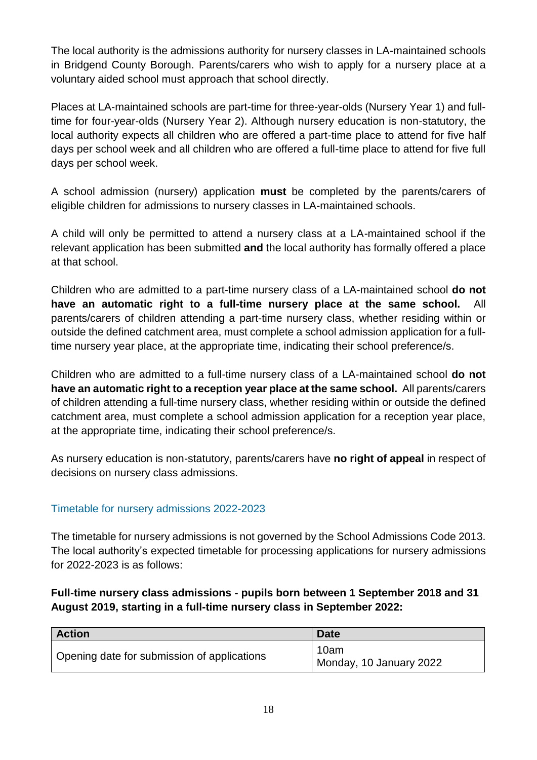The local authority is the admissions authority for nursery classes in LA-maintained schools in Bridgend County Borough. Parents/carers who wish to apply for a nursery place at a voluntary aided school must approach that school directly.

Places at LA-maintained schools are part-time for three-year-olds (Nursery Year 1) and full-time for four-year-olds (Nursery Year 2). Although nursery education is non-statutory, the local authority expects all children who are offered a part-time place to attend for five half days per school week and all children who are offered a full-time place to attend for five full days per school week.

A school admission (nursery) application **must** be completed by the parents/carers of eligible children for admissions to nursery classes in LA-maintained schools.

A child will only be permitted to attend a nursery class at a LA-maintained school if the relevant application has been submitted **and** the local authority has formally offered a place at that school.

Children who are admitted to a part-time nursery class of a LA-maintained school **do not have an automatic right to a full-time nursery place at the same school.** All parents/carers of children attending a part-time nursery class, whether residing within or outside the defined catchment area, must complete a school admission application for a full-time nursery year place, at the appropriate time, indicating their school preference/s.

Children who are admitted to a full-time nursery class of a LA-maintained school **do not have an automatic right to a reception year place at the same school.** All parents/carers of children attending a full-time nursery class, whether residing within or outside the defined catchment area, must complete a school admission application for a reception year place, at the appropriate time, indicating their school preference/s.

As nursery education is non-statutory, parents/carers have **no right of appeal** in respect of decisions on nursery class admissions.

## Timetable for nursery admissions 2022-2023

The timetable for nursery admissions is not governed by the School Admissions Code 2013. The local authority's expected timetable for processing applications for nursery admissions for 2022-2023 is as follows:

**Full-time nursery class admissions - pupils born between 1 September 2018 and 31 August 2019, starting in a full-time nursery class in September 2022:**

| Action | Date |
|---|---|
| Opening date for submission of applications | 10am<br>Monday, 10 January 2022 |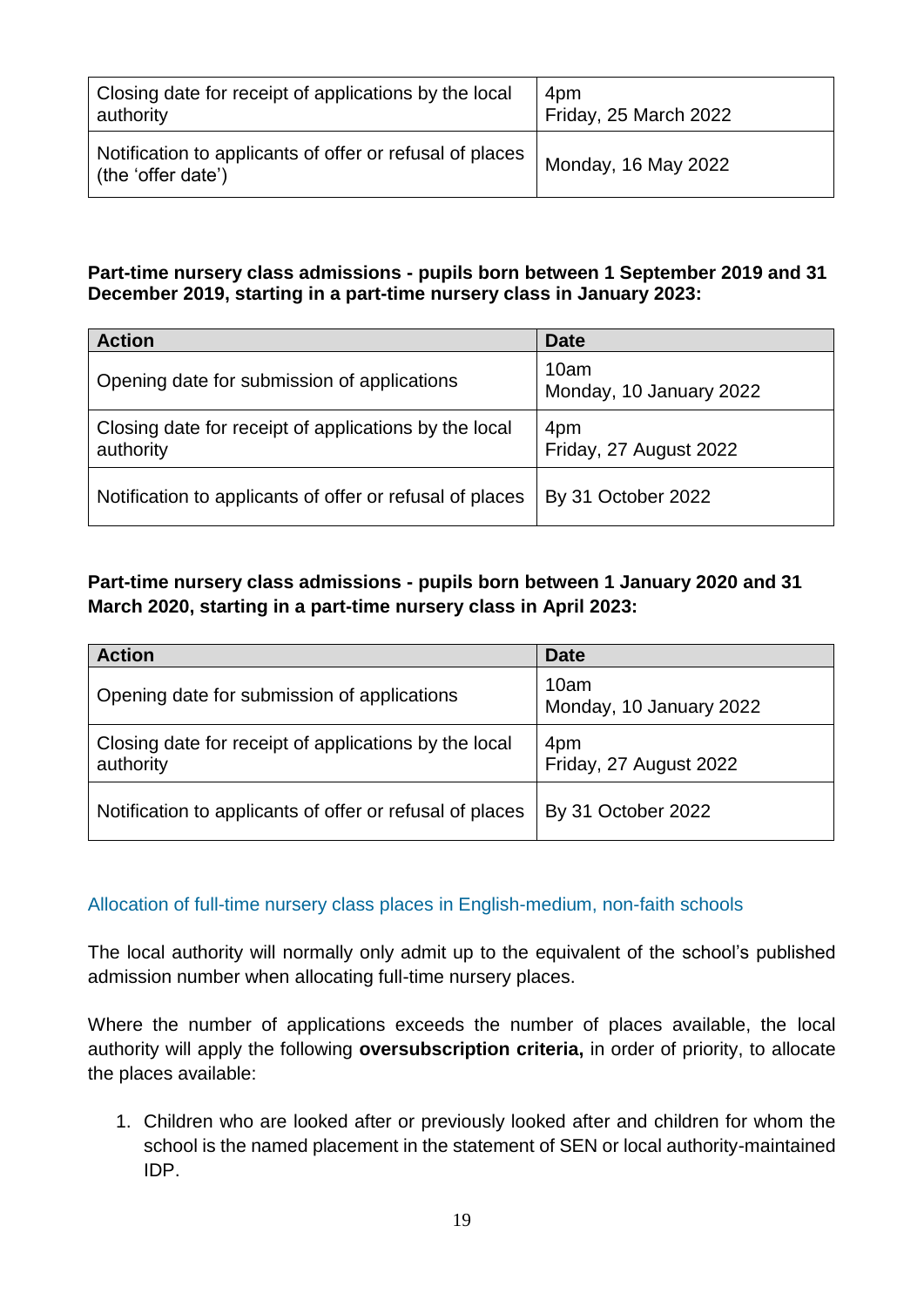| | |
|---|---|
| Closing date for receipt of applications by the local authority | 4pm<br>Friday, 25 March 2022 |
| Notification to applicants of offer or refusal of places (the 'offer date') | Monday, 16 May 2022 |

**Part-time nursery class admissions - pupils born between 1 September 2019 and 31 December 2019, starting in a part-time nursery class in January 2023:**

| Action | Date |
|---|---|
| Opening date for submission of applications | 10am<br>Monday, 10 January 2022 |
| Closing date for receipt of applications by the local authority | 4pm<br>Friday, 27 August 2022 |
| Notification to applicants of offer or refusal of places | By 31 October 2022 |

**Part-time nursery class admissions - pupils born between 1 January 2020 and 31 March 2020, starting in a part-time nursery class in April 2023:**

| Action | Date |
|---|---|
| Opening date for submission of applications | 10am<br>Monday, 10 January 2022 |
| Closing date for receipt of applications by the local authority | 4pm<br>Friday, 27 August 2022 |
| Notification to applicants of offer or refusal of places | By 31 October 2022 |

### Allocation of full-time nursery class places in English-medium, non-faith schools

The local authority will normally only admit up to the equivalent of the school's published admission number when allocating full-time nursery places.

Where the number of applications exceeds the number of places available, the local authority will apply the following **oversubscription criteria,** in order of priority, to allocate the places available:

1. Children who are looked after or previously looked after and children for whom the school is the named placement in the statement of SEN or local authority-maintained IDP.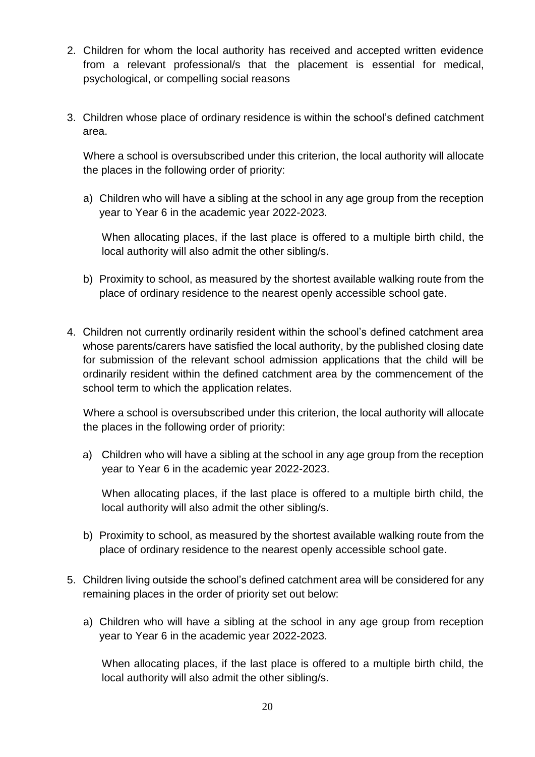2. Children for whom the local authority has received and accepted written evidence from a relevant professional/s that the placement is essential for medical, psychological, or compelling social reasons

3. Children whose place of ordinary residence is within the school's defined catchment area.

   Where a school is oversubscribed under this criterion, the local authority will allocate the places in the following order of priority:

   a) Children who will have a sibling at the school in any age group from the reception year to Year 6 in the academic year 2022-2023.

      When allocating places, if the last place is offered to a multiple birth child, the local authority will also admit the other sibling/s.

   b) Proximity to school, as measured by the shortest available walking route from the place of ordinary residence to the nearest openly accessible school gate.

4. Children not currently ordinarily resident within the school's defined catchment area whose parents/carers have satisfied the local authority, by the published closing date for submission of the relevant school admission applications that the child will be ordinarily resident within the defined catchment area by the commencement of the school term to which the application relates.

   Where a school is oversubscribed under this criterion, the local authority will allocate the places in the following order of priority:

   a) Children who will have a sibling at the school in any age group from the reception year to Year 6 in the academic year 2022-2023.

      When allocating places, if the last place is offered to a multiple birth child, the local authority will also admit the other sibling/s.

   b) Proximity to school, as measured by the shortest available walking route from the place of ordinary residence to the nearest openly accessible school gate.

5. Children living outside the school's defined catchment area will be considered for any remaining places in the order of priority set out below:

   a) Children who will have a sibling at the school in any age group from reception year to Year 6 in the academic year 2022-2023.

      When allocating places, if the last place is offered to a multiple birth child, the local authority will also admit the other sibling/s.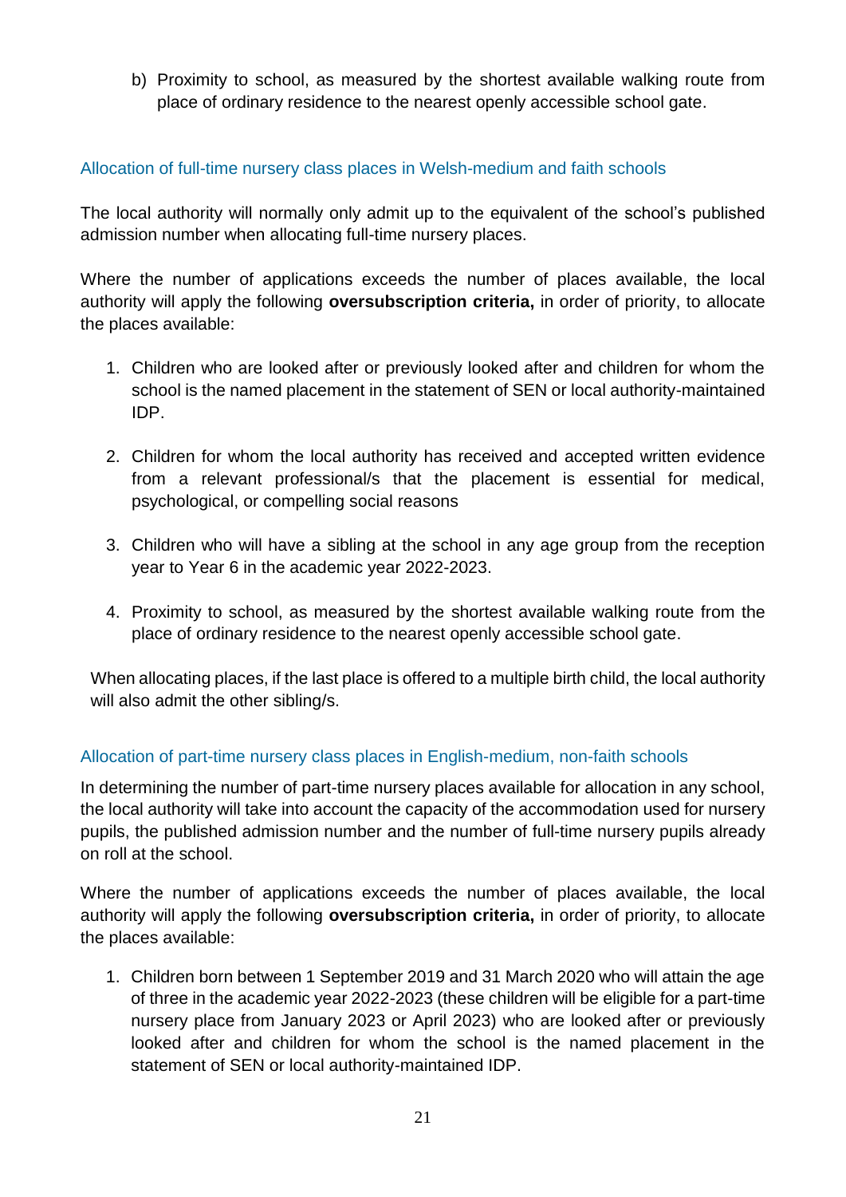b) Proximity to school, as measured by the shortest available walking route from place of ordinary residence to the nearest openly accessible school gate.

### Allocation of full-time nursery class places in Welsh-medium and faith schools

The local authority will normally only admit up to the equivalent of the school's published admission number when allocating full-time nursery places.

Where the number of applications exceeds the number of places available, the local authority will apply the following **oversubscription criteria,** in order of priority, to allocate the places available:

1. Children who are looked after or previously looked after and children for whom the school is the named placement in the statement of SEN or local authority-maintained IDP.

2. Children for whom the local authority has received and accepted written evidence from a relevant professional/s that the placement is essential for medical, psychological, or compelling social reasons

3. Children who will have a sibling at the school in any age group from the reception year to Year 6 in the academic year 2022-2023.

4. Proximity to school, as measured by the shortest available walking route from the place of ordinary residence to the nearest openly accessible school gate.

When allocating places, if the last place is offered to a multiple birth child, the local authority will also admit the other sibling/s.

### Allocation of part-time nursery class places in English-medium, non-faith schools

In determining the number of part-time nursery places available for allocation in any school, the local authority will take into account the capacity of the accommodation used for nursery pupils, the published admission number and the number of full-time nursery pupils already on roll at the school.

Where the number of applications exceeds the number of places available, the local authority will apply the following **oversubscription criteria,** in order of priority, to allocate the places available:

1. Children born between 1 September 2019 and 31 March 2020 who will attain the age of three in the academic year 2022-2023 (these children will be eligible for a part-time nursery place from January 2023 or April 2023) who are looked after or previously looked after and children for whom the school is the named placement in the statement of SEN or local authority-maintained IDP.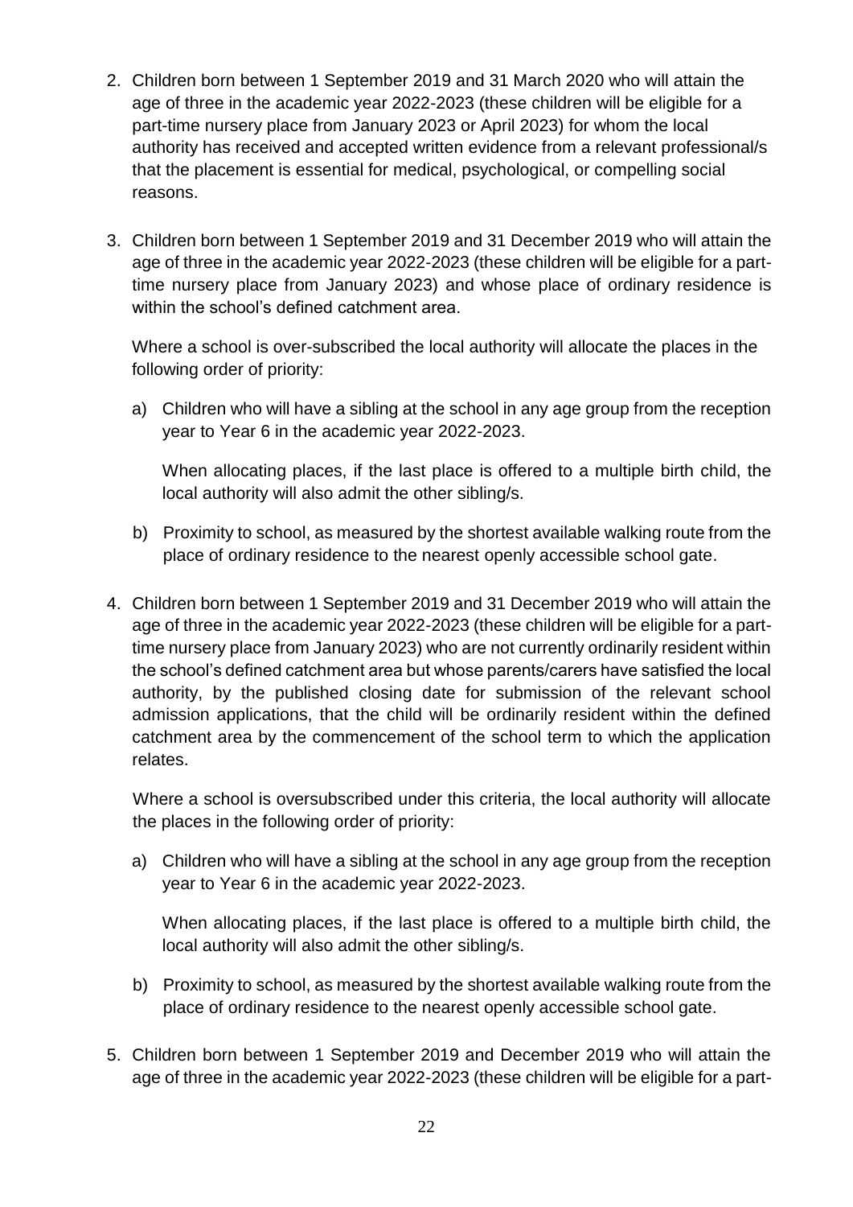2. Children born between 1 September 2019 and 31 March 2020 who will attain the age of three in the academic year 2022-2023 (these children will be eligible for a part-time nursery place from January 2023 or April 2023) for whom the local authority has received and accepted written evidence from a relevant professional/s that the placement is essential for medical, psychological, or compelling social reasons.

3. Children born between 1 September 2019 and 31 December 2019 who will attain the age of three in the academic year 2022-2023 (these children will be eligible for a part-time nursery place from January 2023) and whose place of ordinary residence is within the school's defined catchment area.

   Where a school is over-subscribed the local authority will allocate the places in the following order of priority:

   a) Children who will have a sibling at the school in any age group from the reception year to Year 6 in the academic year 2022-2023.

      When allocating places, if the last place is offered to a multiple birth child, the local authority will also admit the other sibling/s.

   b) Proximity to school, as measured by the shortest available walking route from the place of ordinary residence to the nearest openly accessible school gate.

4. Children born between 1 September 2019 and 31 December 2019 who will attain the age of three in the academic year 2022-2023 (these children will be eligible for a part-time nursery place from January 2023) who are not currently ordinarily resident within the school's defined catchment area but whose parents/carers have satisfied the local authority, by the published closing date for submission of the relevant school admission applications, that the child will be ordinarily resident within the defined catchment area by the commencement of the school term to which the application relates.

   Where a school is oversubscribed under this criteria, the local authority will allocate the places in the following order of priority:

   a) Children who will have a sibling at the school in any age group from the reception year to Year 6 in the academic year 2022-2023.

      When allocating places, if the last place is offered to a multiple birth child, the local authority will also admit the other sibling/s.

   b) Proximity to school, as measured by the shortest available walking route from the place of ordinary residence to the nearest openly accessible school gate.

5. Children born between 1 September 2019 and December 2019 who will attain the age of three in the academic year 2022-2023 (these children will be eligible for a part-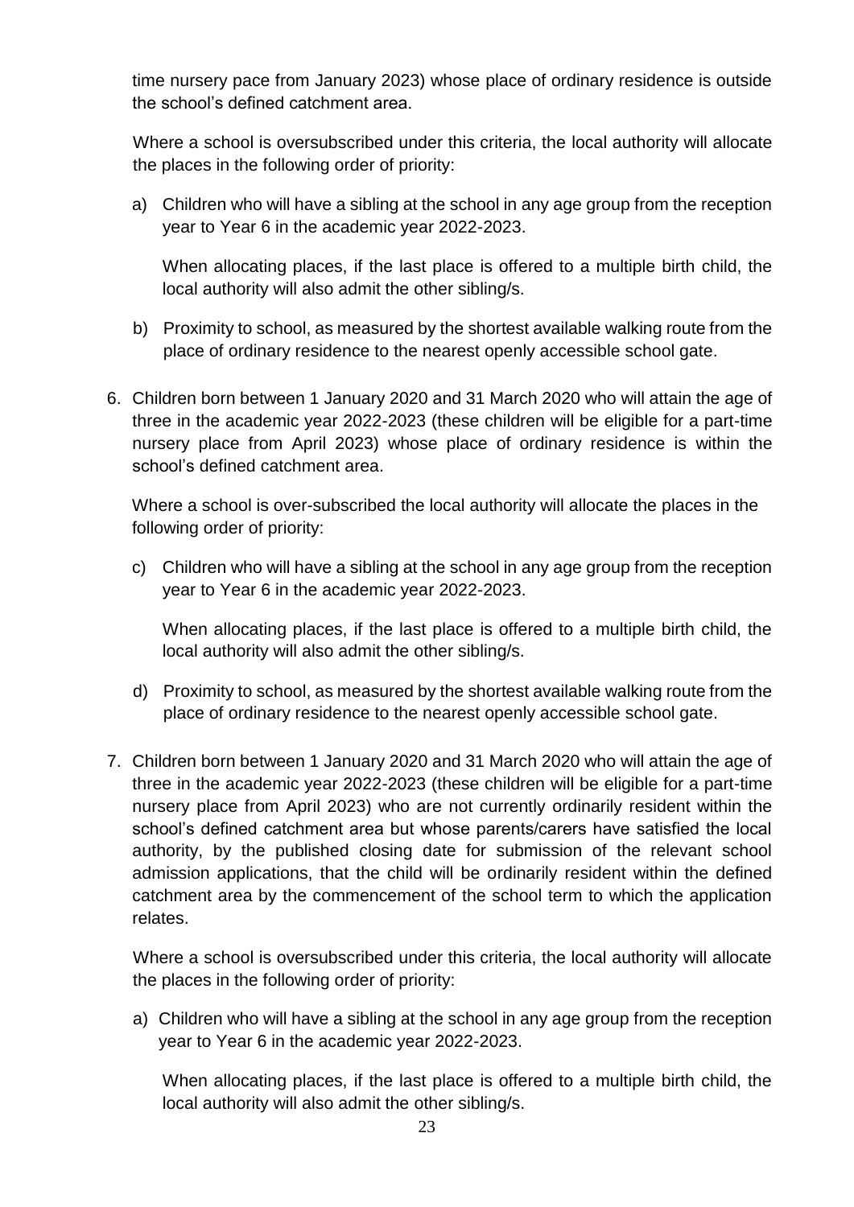time nursery pace from January 2023) whose place of ordinary residence is outside the school's defined catchment area.

Where a school is oversubscribed under this criteria, the local authority will allocate the places in the following order of priority:

a) Children who will have a sibling at the school in any age group from the reception year to Year 6 in the academic year 2022-2023.

   When allocating places, if the last place is offered to a multiple birth child, the local authority will also admit the other sibling/s.

b) Proximity to school, as measured by the shortest available walking route from the place of ordinary residence to the nearest openly accessible school gate.

6. Children born between 1 January 2020 and 31 March 2020 who will attain the age of three in the academic year 2022-2023 (these children will be eligible for a part-time nursery place from April 2023) whose place of ordinary residence is within the school's defined catchment area.

   Where a school is over-subscribed the local authority will allocate the places in the following order of priority:

   c) Children who will have a sibling at the school in any age group from the reception year to Year 6 in the academic year 2022-2023.

      When allocating places, if the last place is offered to a multiple birth child, the local authority will also admit the other sibling/s.

   d) Proximity to school, as measured by the shortest available walking route from the place of ordinary residence to the nearest openly accessible school gate.

7. Children born between 1 January 2020 and 31 March 2020 who will attain the age of three in the academic year 2022-2023 (these children will be eligible for a part-time nursery place from April 2023) who are not currently ordinarily resident within the school's defined catchment area but whose parents/carers have satisfied the local authority, by the published closing date for submission of the relevant school admission applications, that the child will be ordinarily resident within the defined catchment area by the commencement of the school term to which the application relates.

   Where a school is oversubscribed under this criteria, the local authority will allocate the places in the following order of priority:

   a) Children who will have a sibling at the school in any age group from the reception year to Year 6 in the academic year 2022-2023.

      When allocating places, if the last place is offered to a multiple birth child, the local authority will also admit the other sibling/s.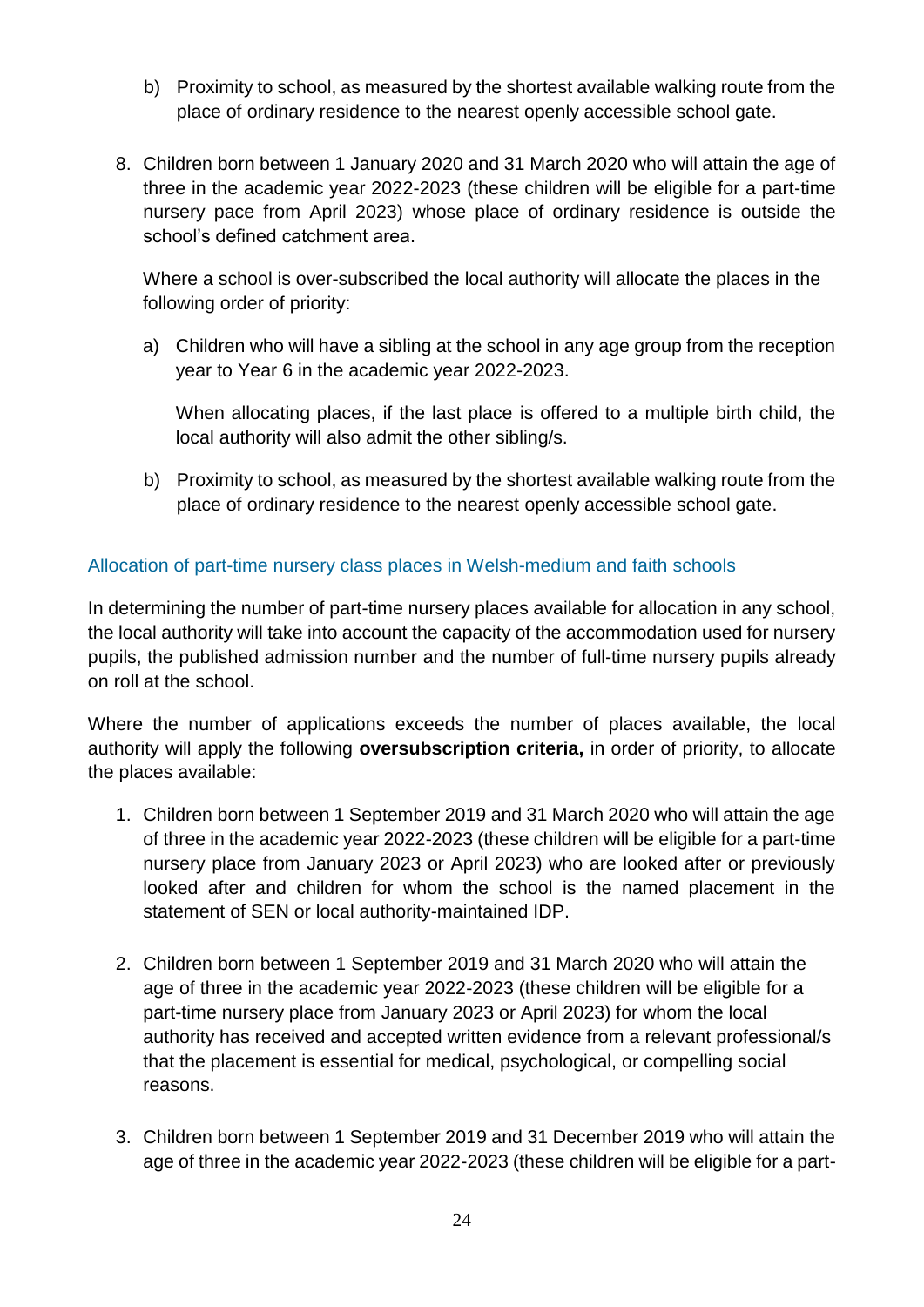b) Proximity to school, as measured by the shortest available walking route from the place of ordinary residence to the nearest openly accessible school gate.

8. Children born between 1 January 2020 and 31 March 2020 who will attain the age of three in the academic year 2022-2023 (these children will be eligible for a part-time nursery pace from April 2023) whose place of ordinary residence is outside the school's defined catchment area.

   Where a school is over-subscribed the local authority will allocate the places in the following order of priority:

   a) Children who will have a sibling at the school in any age group from the reception year to Year 6 in the academic year 2022-2023.

      When allocating places, if the last place is offered to a multiple birth child, the local authority will also admit the other sibling/s.

   b) Proximity to school, as measured by the shortest available walking route from the place of ordinary residence to the nearest openly accessible school gate.

### Allocation of part-time nursery class places in Welsh-medium and faith schools

In determining the number of part-time nursery places available for allocation in any school, the local authority will take into account the capacity of the accommodation used for nursery pupils, the published admission number and the number of full-time nursery pupils already on roll at the school.

Where the number of applications exceeds the number of places available, the local authority will apply the following **oversubscription criteria,** in order of priority, to allocate the places available:

1. Children born between 1 September 2019 and 31 March 2020 who will attain the age of three in the academic year 2022-2023 (these children will be eligible for a part-time nursery place from January 2023 or April 2023) who are looked after or previously looked after and children for whom the school is the named placement in the statement of SEN or local authority-maintained IDP.

2. Children born between 1 September 2019 and 31 March 2020 who will attain the age of three in the academic year 2022-2023 (these children will be eligible for a part-time nursery place from January 2023 or April 2023) for whom the local authority has received and accepted written evidence from a relevant professional/s that the placement is essential for medical, psychological, or compelling social reasons.

3. Children born between 1 September 2019 and 31 December 2019 who will attain the age of three in the academic year 2022-2023 (these children will be eligible for a part-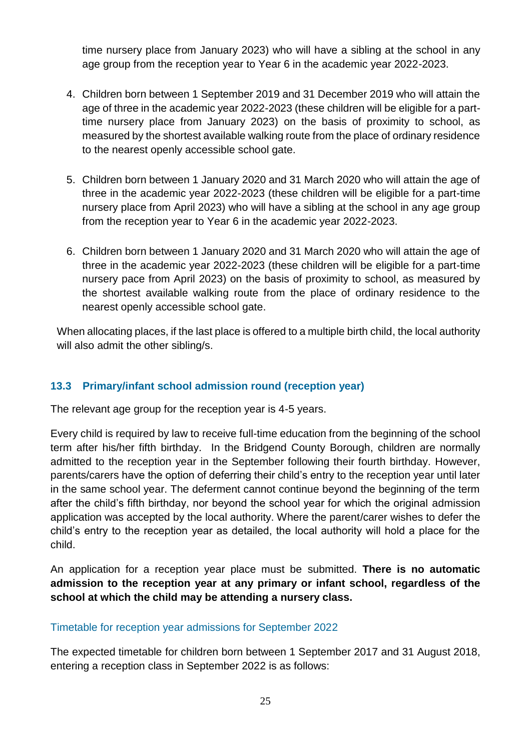time nursery place from January 2023) who will have a sibling at the school in any age group from the reception year to Year 6 in the academic year 2022-2023.

4. Children born between 1 September 2019 and 31 December 2019 who will attain the age of three in the academic year 2022-2023 (these children will be eligible for a part-time nursery place from January 2023) on the basis of proximity to school, as measured by the shortest available walking route from the place of ordinary residence to the nearest openly accessible school gate.

5. Children born between 1 January 2020 and 31 March 2020 who will attain the age of three in the academic year 2022-2023 (these children will be eligible for a part-time nursery place from April 2023) who will have a sibling at the school in any age group from the reception year to Year 6 in the academic year 2022-2023.

6. Children born between 1 January 2020 and 31 March 2020 who will attain the age of three in the academic year 2022-2023 (these children will be eligible for a part-time nursery pace from April 2023) on the basis of proximity to school, as measured by the shortest available walking route from the place of ordinary residence to the nearest openly accessible school gate.

When allocating places, if the last place is offered to a multiple birth child, the local authority will also admit the other sibling/s.

### 13.3 Primary/infant school admission round (reception year)

The relevant age group for the reception year is 4-5 years.

Every child is required by law to receive full-time education from the beginning of the school term after his/her fifth birthday. In the Bridgend County Borough, children are normally admitted to the reception year in the September following their fourth birthday. However, parents/carers have the option of deferring their child's entry to the reception year until later in the same school year. The deferment cannot continue beyond the beginning of the term after the child's fifth birthday, nor beyond the school year for which the original admission application was accepted by the local authority. Where the parent/carer wishes to defer the child's entry to the reception year as detailed, the local authority will hold a place for the child.

An application for a reception year place must be submitted. **There is no automatic admission to the reception year at any primary or infant school, regardless of the school at which the child may be attending a nursery class.**

#### Timetable for reception year admissions for September 2022

The expected timetable for children born between 1 September 2017 and 31 August 2018, entering a reception class in September 2022 is as follows: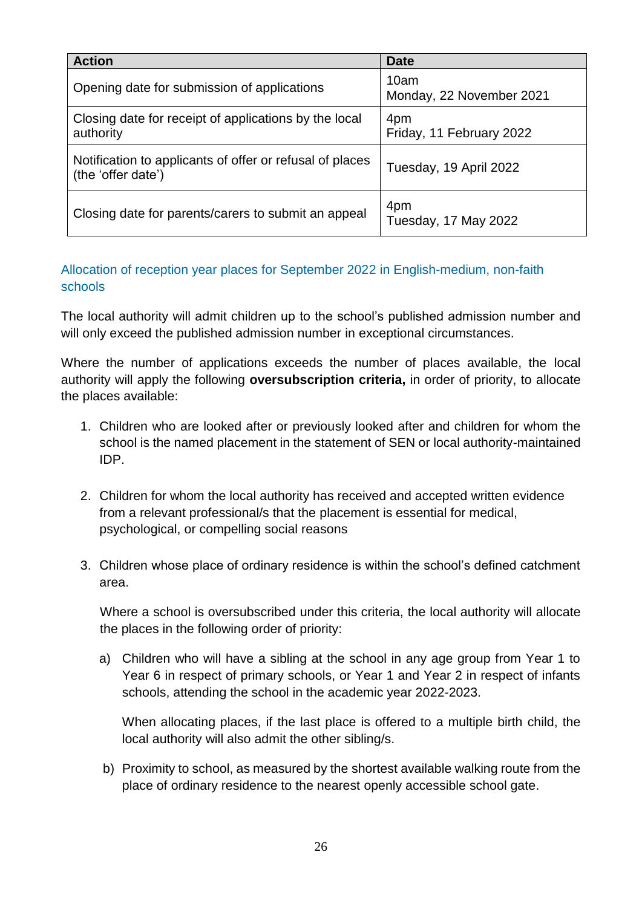| Action | Date |
| --- | --- |
| Opening date for submission of applications | 10am<br>Monday, 22 November 2021 |
| Closing date for receipt of applications by the local authority | 4pm<br>Friday, 11 February 2022 |
| Notification to applicants of offer or refusal of places (the 'offer date') | Tuesday, 19 April 2022 |
| Closing date for parents/carers to submit an appeal | 4pm<br>Tuesday, 17 May 2022 |

## Allocation of reception year places for September 2022 in English-medium, non-faith schools

The local authority will admit children up to the school's published admission number and will only exceed the published admission number in exceptional circumstances.

Where the number of applications exceeds the number of places available, the local authority will apply the following **oversubscription criteria,** in order of priority, to allocate the places available:

1. Children who are looked after or previously looked after and children for whom the school is the named placement in the statement of SEN or local authority-maintained IDP.

2. Children for whom the local authority has received and accepted written evidence from a relevant professional/s that the placement is essential for medical, psychological, or compelling social reasons

3. Children whose place of ordinary residence is within the school's defined catchment area.

   Where a school is oversubscribed under this criteria, the local authority will allocate the places in the following order of priority:

   a) Children who will have a sibling at the school in any age group from Year 1 to Year 6 in respect of primary schools, or Year 1 and Year 2 in respect of infants schools, attending the school in the academic year 2022-2023.

      When allocating places, if the last place is offered to a multiple birth child, the local authority will also admit the other sibling/s.

   b) Proximity to school, as measured by the shortest available walking route from the place of ordinary residence to the nearest openly accessible school gate.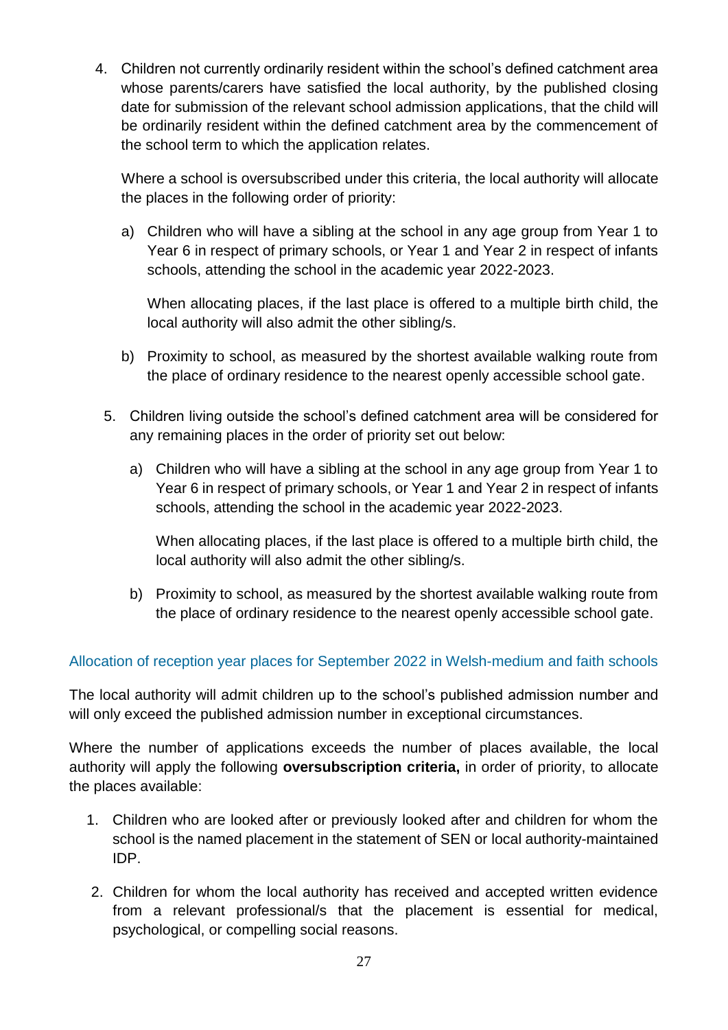4. Children not currently ordinarily resident within the school's defined catchment area whose parents/carers have satisfied the local authority, by the published closing date for submission of the relevant school admission applications, that the child will be ordinarily resident within the defined catchment area by the commencement of the school term to which the application relates.

   Where a school is oversubscribed under this criteria, the local authority will allocate the places in the following order of priority:

   a) Children who will have a sibling at the school in any age group from Year 1 to Year 6 in respect of primary schools, or Year 1 and Year 2 in respect of infants schools, attending the school in the academic year 2022-2023.

      When allocating places, if the last place is offered to a multiple birth child, the local authority will also admit the other sibling/s.

   b) Proximity to school, as measured by the shortest available walking route from the place of ordinary residence to the nearest openly accessible school gate.

5. Children living outside the school's defined catchment area will be considered for any remaining places in the order of priority set out below:

   a) Children who will have a sibling at the school in any age group from Year 1 to Year 6 in respect of primary schools, or Year 1 and Year 2 in respect of infants schools, attending the school in the academic year 2022-2023.

      When allocating places, if the last place is offered to a multiple birth child, the local authority will also admit the other sibling/s.

   b) Proximity to school, as measured by the shortest available walking route from the place of ordinary residence to the nearest openly accessible school gate.

### Allocation of reception year places for September 2022 in Welsh-medium and faith schools

The local authority will admit children up to the school's published admission number and will only exceed the published admission number in exceptional circumstances.

Where the number of applications exceeds the number of places available, the local authority will apply the following **oversubscription criteria,** in order of priority, to allocate the places available:

1. Children who are looked after or previously looked after and children for whom the school is the named placement in the statement of SEN or local authority-maintained IDP.
2. Children for whom the local authority has received and accepted written evidence from a relevant professional/s that the placement is essential for medical, psychological, or compelling social reasons.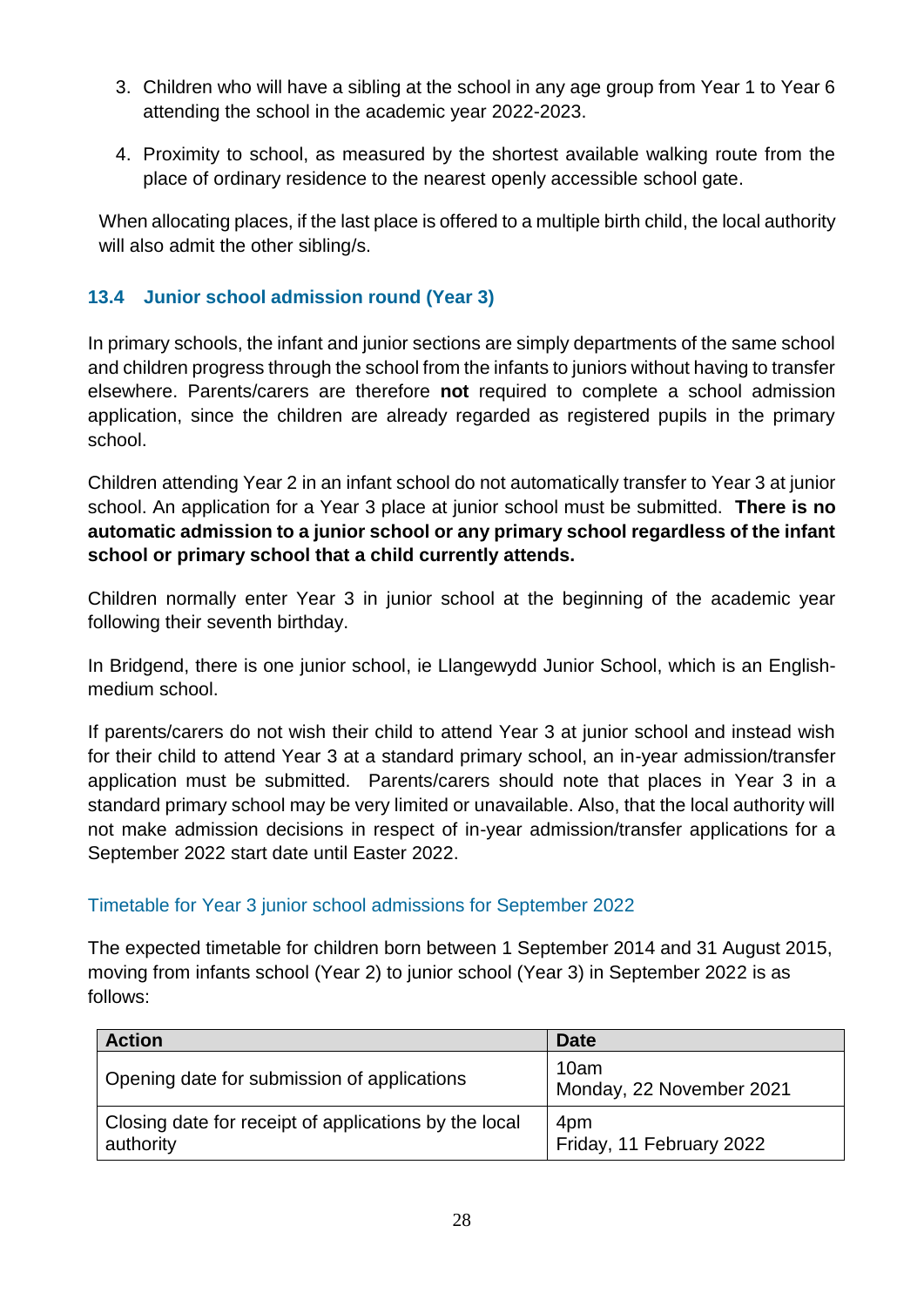3. Children who will have a sibling at the school in any age group from Year 1 to Year 6 attending the school in the academic year 2022-2023.

4. Proximity to school, as measured by the shortest available walking route from the place of ordinary residence to the nearest openly accessible school gate.

When allocating places, if the last place is offered to a multiple birth child, the local authority will also admit the other sibling/s.

### 13.4 Junior school admission round (Year 3)

In primary schools, the infant and junior sections are simply departments of the same school and children progress through the school from the infants to juniors without having to transfer elsewhere. Parents/carers are therefore **not** required to complete a school admission application, since the children are already regarded as registered pupils in the primary school.

Children attending Year 2 in an infant school do not automatically transfer to Year 3 at junior school. An application for a Year 3 place at junior school must be submitted. **There is no automatic admission to a junior school or any primary school regardless of the infant school or primary school that a child currently attends.**

Children normally enter Year 3 in junior school at the beginning of the academic year following their seventh birthday.

In Bridgend, there is one junior school, ie Llangewydd Junior School, which is an English-medium school.

If parents/carers do not wish their child to attend Year 3 at junior school and instead wish for their child to attend Year 3 at a standard primary school, an in-year admission/transfer application must be submitted. Parents/carers should note that places in Year 3 in a standard primary school may be very limited or unavailable. Also, that the local authority will not make admission decisions in respect of in-year admission/transfer applications for a September 2022 start date until Easter 2022.

#### Timetable for Year 3 junior school admissions for September 2022

The expected timetable for children born between 1 September 2014 and 31 August 2015, moving from infants school (Year 2) to junior school (Year 3) in September 2022 is as follows:

| Action | Date |
|---|---|
| Opening date for submission of applications | 10am<br>Monday, 22 November 2021 |
| Closing date for receipt of applications by the local authority | 4pm<br>Friday, 11 February 2022 |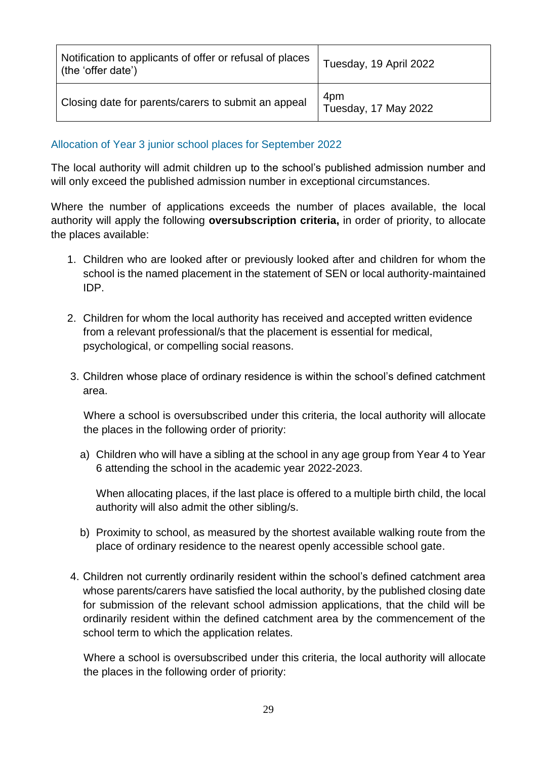| Notification to applicants of offer or refusal of places (the 'offer date') | Tuesday, 19 April 2022 |
|---|---|
| Closing date for parents/carers to submit an appeal | 4pm Tuesday, 17 May 2022 |

### Allocation of Year 3 junior school places for September 2022

The local authority will admit children up to the school's published admission number and will only exceed the published admission number in exceptional circumstances.

Where the number of applications exceeds the number of places available, the local authority will apply the following **oversubscription criteria,** in order of priority, to allocate the places available:

1. Children who are looked after or previously looked after and children for whom the school is the named placement in the statement of SEN or local authority-maintained IDP.

2. Children for whom the local authority has received and accepted written evidence from a relevant professional/s that the placement is essential for medical, psychological, or compelling social reasons.

3. Children whose place of ordinary residence is within the school's defined catchment area.

   Where a school is oversubscribed under this criteria, the local authority will allocate the places in the following order of priority:

   a) Children who will have a sibling at the school in any age group from Year 4 to Year 6 attending the school in the academic year 2022-2023.

      When allocating places, if the last place is offered to a multiple birth child, the local authority will also admit the other sibling/s.

   b) Proximity to school, as measured by the shortest available walking route from the place of ordinary residence to the nearest openly accessible school gate.

4. Children not currently ordinarily resident within the school's defined catchment area whose parents/carers have satisfied the local authority, by the published closing date for submission of the relevant school admission applications, that the child will be ordinarily resident within the defined catchment area by the commencement of the school term to which the application relates.

   Where a school is oversubscribed under this criteria, the local authority will allocate the places in the following order of priority: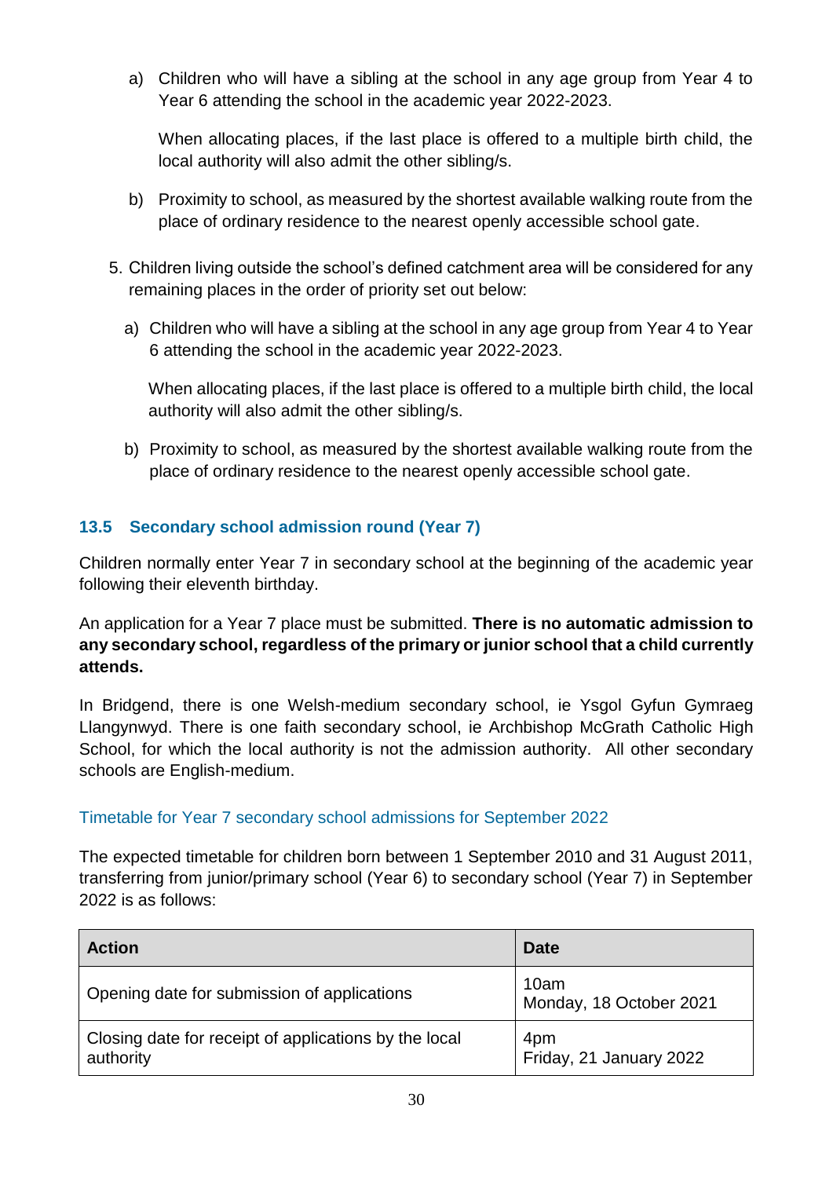a) Children who will have a sibling at the school in any age group from Year 4 to Year 6 attending the school in the academic year 2022-2023.

   When allocating places, if the last place is offered to a multiple birth child, the local authority will also admit the other sibling/s.

b) Proximity to school, as measured by the shortest available walking route from the place of ordinary residence to the nearest openly accessible school gate.

5. Children living outside the school's defined catchment area will be considered for any remaining places in the order of priority set out below:

   a) Children who will have a sibling at the school in any age group from Year 4 to Year 6 attending the school in the academic year 2022-2023.

      When allocating places, if the last place is offered to a multiple birth child, the local authority will also admit the other sibling/s.

   b) Proximity to school, as measured by the shortest available walking route from the place of ordinary residence to the nearest openly accessible school gate.

### 13.5 Secondary school admission round (Year 7)

Children normally enter Year 7 in secondary school at the beginning of the academic year following their eleventh birthday.

An application for a Year 7 place must be submitted. **There is no automatic admission to any secondary school, regardless of the primary or junior school that a child currently attends.**

In Bridgend, there is one Welsh-medium secondary school, ie Ysgol Gyfun Gymraeg Llangynwyd. There is one faith secondary school, ie Archbishop McGrath Catholic High School, for which the local authority is not the admission authority. All other secondary schools are English-medium.

#### Timetable for Year 7 secondary school admissions for September 2022

The expected timetable for children born between 1 September 2010 and 31 August 2011, transferring from junior/primary school (Year 6) to secondary school (Year 7) in September 2022 is as follows:

| Action | Date |
|---|---|
| Opening date for submission of applications | 10am Monday, 18 October 2021 |
| Closing date for receipt of applications by the local authority | 4pm Friday, 21 January 2022 |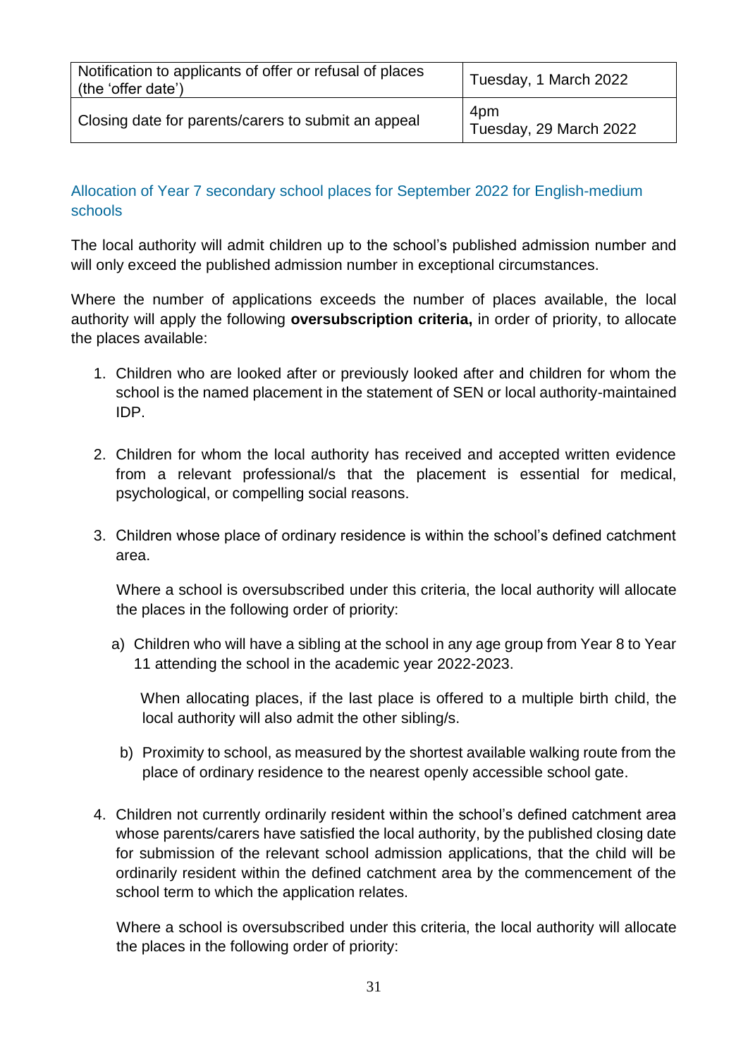| Notification to applicants of offer or refusal of places (the 'offer date') | Tuesday, 1 March 2022 |
|---|---|
| Closing date for parents/carers to submit an appeal | 4pm Tuesday, 29 March 2022 |

### Allocation of Year 7 secondary school places for September 2022 for English-medium schools

The local authority will admit children up to the school's published admission number and will only exceed the published admission number in exceptional circumstances.

Where the number of applications exceeds the number of places available, the local authority will apply the following **oversubscription criteria,** in order of priority, to allocate the places available:

1. Children who are looked after or previously looked after and children for whom the school is the named placement in the statement of SEN or local authority-maintained IDP.

2. Children for whom the local authority has received and accepted written evidence from a relevant professional/s that the placement is essential for medical, psychological, or compelling social reasons.

3. Children whose place of ordinary residence is within the school's defined catchment area.

   Where a school is oversubscribed under this criteria, the local authority will allocate the places in the following order of priority:

   a) Children who will have a sibling at the school in any age group from Year 8 to Year 11 attending the school in the academic year 2022-2023.

      When allocating places, if the last place is offered to a multiple birth child, the local authority will also admit the other sibling/s.

   b) Proximity to school, as measured by the shortest available walking route from the place of ordinary residence to the nearest openly accessible school gate.

4. Children not currently ordinarily resident within the school's defined catchment area whose parents/carers have satisfied the local authority, by the published closing date for submission of the relevant school admission applications, that the child will be ordinarily resident within the defined catchment area by the commencement of the school term to which the application relates.

   Where a school is oversubscribed under this criteria, the local authority will allocate the places in the following order of priority: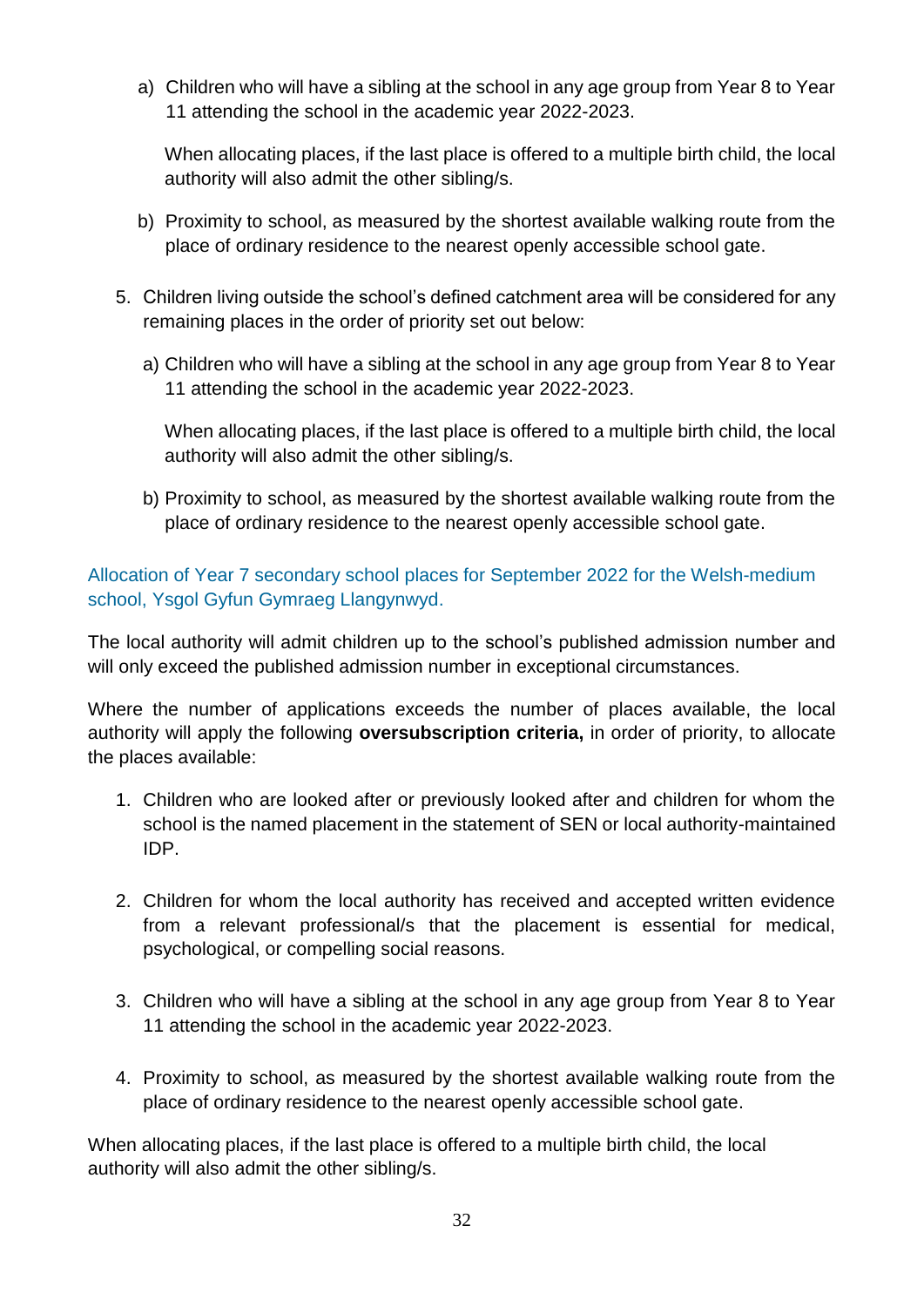a) Children who will have a sibling at the school in any age group from Year 8 to Year 11 attending the school in the academic year 2022-2023.

      When allocating places, if the last place is offered to a multiple birth child, the local authority will also admit the other sibling/s.

   b) Proximity to school, as measured by the shortest available walking route from the place of ordinary residence to the nearest openly accessible school gate.

5. Children living outside the school's defined catchment area will be considered for any remaining places in the order of priority set out below:

   a) Children who will have a sibling at the school in any age group from Year 8 to Year 11 attending the school in the academic year 2022-2023.

      When allocating places, if the last place is offered to a multiple birth child, the local authority will also admit the other sibling/s.

   b) Proximity to school, as measured by the shortest available walking route from the place of ordinary residence to the nearest openly accessible school gate.

### Allocation of Year 7 secondary school places for September 2022 for the Welsh-medium school, Ysgol Gyfun Gymraeg Llangynwyd.

The local authority will admit children up to the school's published admission number and will only exceed the published admission number in exceptional circumstances.

Where the number of applications exceeds the number of places available, the local authority will apply the following **oversubscription criteria,** in order of priority, to allocate the places available:

1. Children who are looked after or previously looked after and children for whom the school is the named placement in the statement of SEN or local authority-maintained IDP.

2. Children for whom the local authority has received and accepted written evidence from a relevant professional/s that the placement is essential for medical, psychological, or compelling social reasons.

3. Children who will have a sibling at the school in any age group from Year 8 to Year 11 attending the school in the academic year 2022-2023.

4. Proximity to school, as measured by the shortest available walking route from the place of ordinary residence to the nearest openly accessible school gate.

When allocating places, if the last place is offered to a multiple birth child, the local authority will also admit the other sibling/s.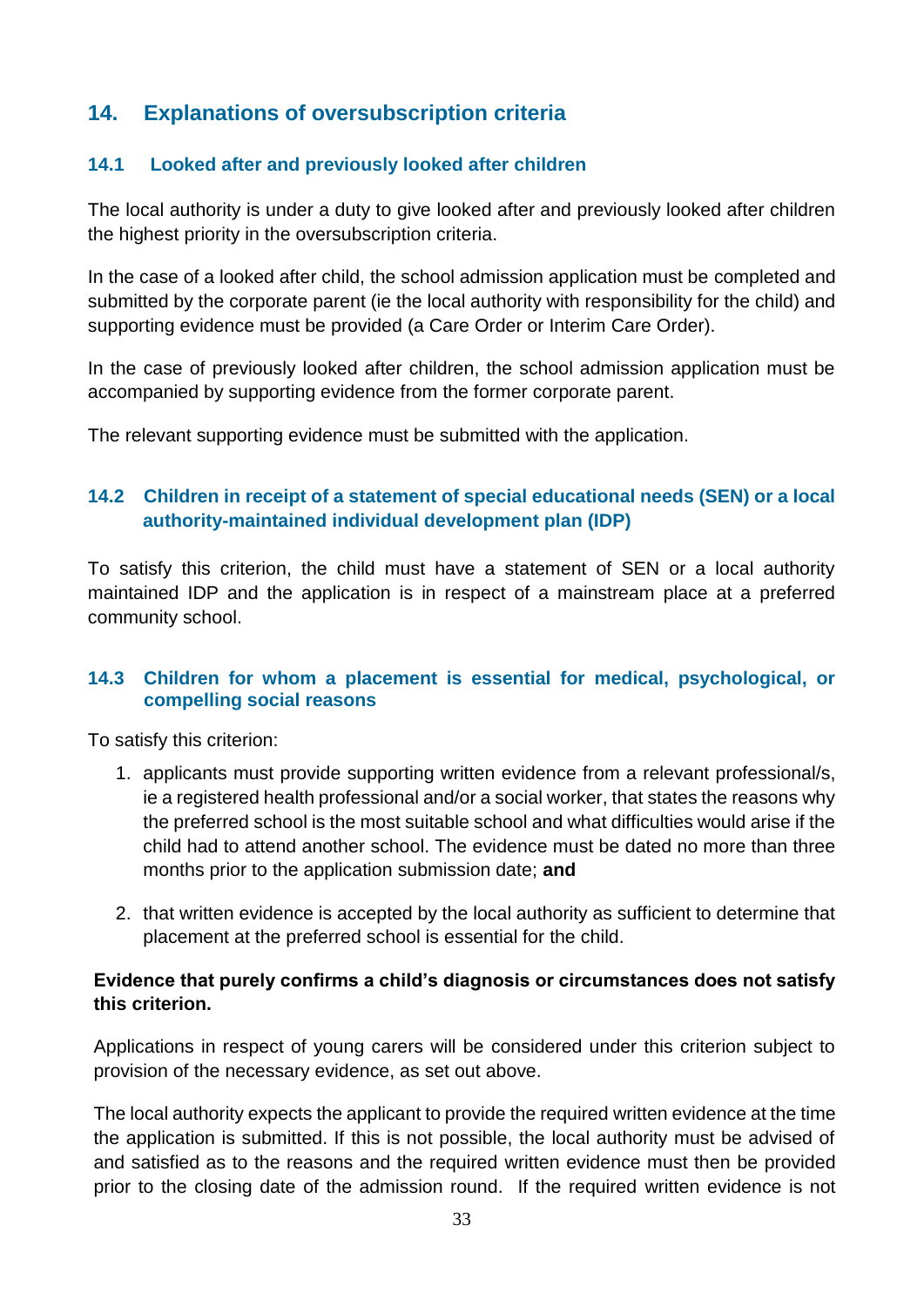## 14. Explanations of oversubscription criteria

### 14.1 Looked after and previously looked after children

The local authority is under a duty to give looked after and previously looked after children the highest priority in the oversubscription criteria.

In the case of a looked after child, the school admission application must be completed and submitted by the corporate parent (ie the local authority with responsibility for the child) and supporting evidence must be provided (a Care Order or Interim Care Order).

In the case of previously looked after children, the school admission application must be accompanied by supporting evidence from the former corporate parent.

The relevant supporting evidence must be submitted with the application.

### 14.2 Children in receipt of a statement of special educational needs (SEN) or a local authority-maintained individual development plan (IDP)

To satisfy this criterion, the child must have a statement of SEN or a local authority maintained IDP and the application is in respect of a mainstream place at a preferred community school.

### 14.3 Children for whom a placement is essential for medical, psychological, or compelling social reasons

To satisfy this criterion:

1. applicants must provide supporting written evidence from a relevant professional/s, ie a registered health professional and/or a social worker, that states the reasons why the preferred school is the most suitable school and what difficulties would arise if the child had to attend another school. The evidence must be dated no more than three months prior to the application submission date; **and**

2. that written evidence is accepted by the local authority as sufficient to determine that placement at the preferred school is essential for the child.

**Evidence that purely confirms a child's diagnosis or circumstances does not satisfy this criterion.**

Applications in respect of young carers will be considered under this criterion subject to provision of the necessary evidence, as set out above.

The local authority expects the applicant to provide the required written evidence at the time the application is submitted. If this is not possible, the local authority must be advised of and satisfied as to the reasons and the required written evidence must then be provided prior to the closing date of the admission round. If the required written evidence is not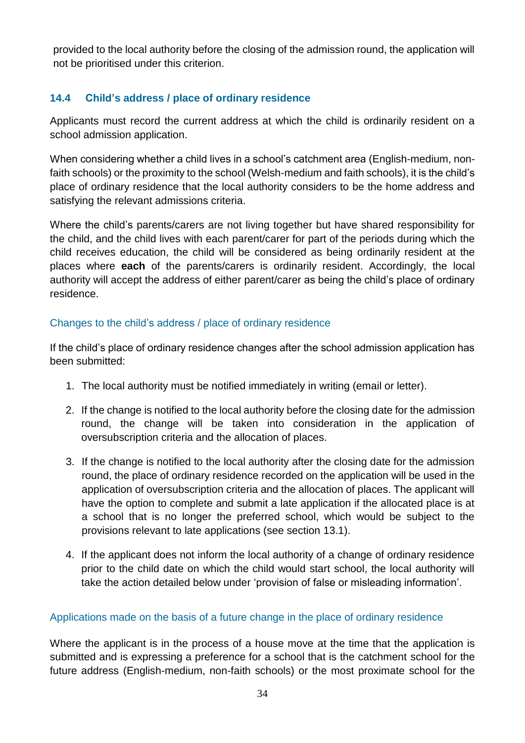provided to the local authority before the closing of the admission round, the application will not be prioritised under this criterion.

### 14.4 Child's address / place of ordinary residence

Applicants must record the current address at which the child is ordinarily resident on a school admission application.

When considering whether a child lives in a school's catchment area (English-medium, non-faith schools) or the proximity to the school (Welsh-medium and faith schools), it is the child's place of ordinary residence that the local authority considers to be the home address and satisfying the relevant admissions criteria.

Where the child's parents/carers are not living together but have shared responsibility for the child, and the child lives with each parent/carer for part of the periods during which the child receives education, the child will be considered as being ordinarily resident at the places where **each** of the parents/carers is ordinarily resident. Accordingly, the local authority will accept the address of either parent/carer as being the child's place of ordinary residence.

#### Changes to the child's address / place of ordinary residence

If the child's place of ordinary residence changes after the school admission application has been submitted:

1. The local authority must be notified immediately in writing (email or letter).
2. If the change is notified to the local authority before the closing date for the admission round, the change will be taken into consideration in the application of oversubscription criteria and the allocation of places.
3. If the change is notified to the local authority after the closing date for the admission round, the place of ordinary residence recorded on the application will be used in the application of oversubscription criteria and the allocation of places. The applicant will have the option to complete and submit a late application if the allocated place is at a school that is no longer the preferred school, which would be subject to the provisions relevant to late applications (see section 13.1).
4. If the applicant does not inform the local authority of a change of ordinary residence prior to the child date on which the child would start school, the local authority will take the action detailed below under 'provision of false or misleading information'.

#### Applications made on the basis of a future change in the place of ordinary residence

Where the applicant is in the process of a house move at the time that the application is submitted and is expressing a preference for a school that is the catchment school for the future address (English-medium, non-faith schools) or the most proximate school for the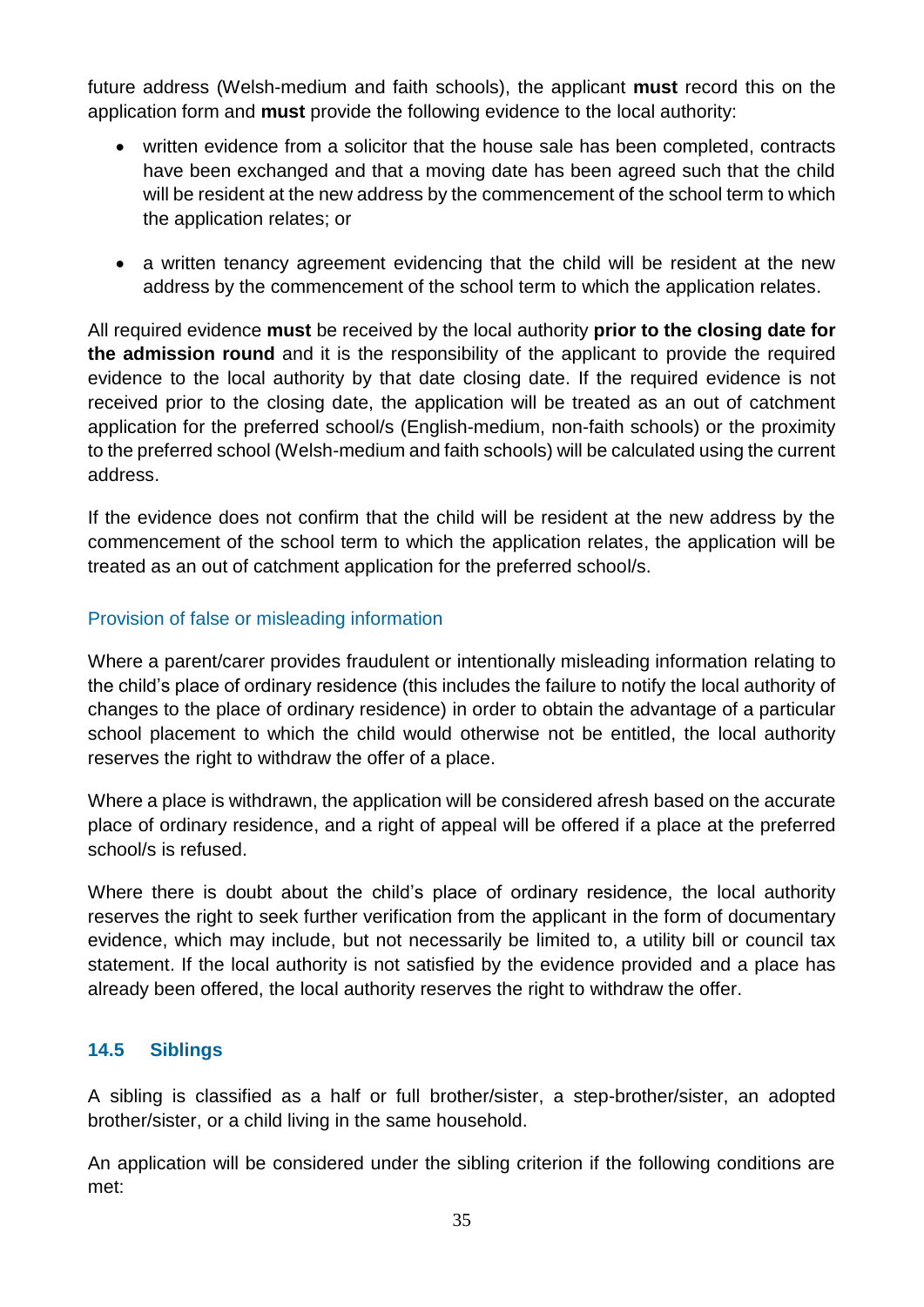future address (Welsh-medium and faith schools), the applicant **must** record this on the application form and **must** provide the following evidence to the local authority:

- written evidence from a solicitor that the house sale has been completed, contracts have been exchanged and that a moving date has been agreed such that the child will be resident at the new address by the commencement of the school term to which the application relates; or
- a written tenancy agreement evidencing that the child will be resident at the new address by the commencement of the school term to which the application relates.

All required evidence **must** be received by the local authority **prior to the closing date for the admission round** and it is the responsibility of the applicant to provide the required evidence to the local authority by that date closing date. If the required evidence is not received prior to the closing date, the application will be treated as an out of catchment application for the preferred school/s (English-medium, non-faith schools) or the proximity to the preferred school (Welsh-medium and faith schools) will be calculated using the current address.

If the evidence does not confirm that the child will be resident at the new address by the commencement of the school term to which the application relates, the application will be treated as an out of catchment application for the preferred school/s.

#### Provision of false or misleading information

Where a parent/carer provides fraudulent or intentionally misleading information relating to the child's place of ordinary residence (this includes the failure to notify the local authority of changes to the place of ordinary residence) in order to obtain the advantage of a particular school placement to which the child would otherwise not be entitled, the local authority reserves the right to withdraw the offer of a place.

Where a place is withdrawn, the application will be considered afresh based on the accurate place of ordinary residence, and a right of appeal will be offered if a place at the preferred school/s is refused.

Where there is doubt about the child's place of ordinary residence, the local authority reserves the right to seek further verification from the applicant in the form of documentary evidence, which may include, but not necessarily be limited to, a utility bill or council tax statement. If the local authority is not satisfied by the evidence provided and a place has already been offered, the local authority reserves the right to withdraw the offer.

### 14.5 Siblings

A sibling is classified as a half or full brother/sister, a step-brother/sister, an adopted brother/sister, or a child living in the same household.

An application will be considered under the sibling criterion if the following conditions are met: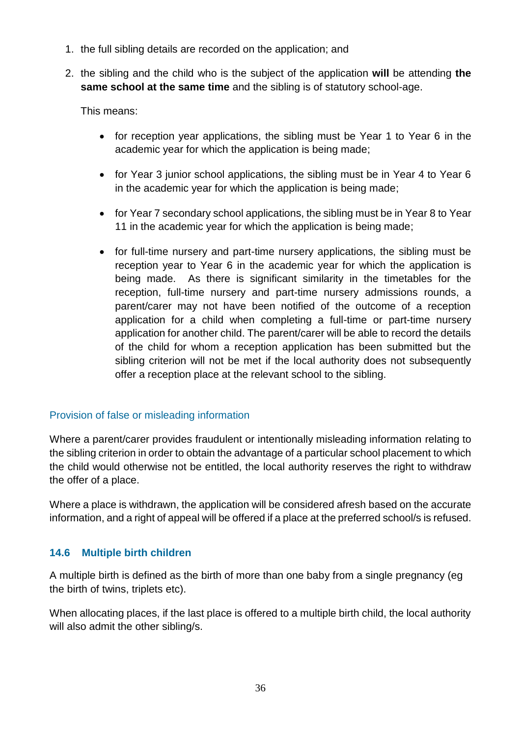1. the full sibling details are recorded on the application; and

2. the sibling and the child who is the subject of the application **will** be attending **the same school at the same time** and the sibling is of statutory school-age.

   This means:

   - for reception year applications, the sibling must be Year 1 to Year 6 in the academic year for which the application is being made;

   - for Year 3 junior school applications, the sibling must be in Year 4 to Year 6 in the academic year for which the application is being made;

   - for Year 7 secondary school applications, the sibling must be in Year 8 to Year 11 in the academic year for which the application is being made;

   - for full-time nursery and part-time nursery applications, the sibling must be reception year to Year 6 in the academic year for which the application is being made. As there is significant similarity in the timetables for the reception, full-time nursery and part-time nursery admissions rounds, a parent/carer may not have been notified of the outcome of a reception application for a child when completing a full-time or part-time nursery application for another child. The parent/carer will be able to record the details of the child for whom a reception application has been submitted but the sibling criterion will not be met if the local authority does not subsequently offer a reception place at the relevant school to the sibling.

#### Provision of false or misleading information

Where a parent/carer provides fraudulent or intentionally misleading information relating to the sibling criterion in order to obtain the advantage of a particular school placement to which the child would otherwise not be entitled, the local authority reserves the right to withdraw the offer of a place.

Where a place is withdrawn, the application will be considered afresh based on the accurate information, and a right of appeal will be offered if a place at the preferred school/s is refused.

### 14.6 Multiple birth children

A multiple birth is defined as the birth of more than one baby from a single pregnancy (eg the birth of twins, triplets etc).

When allocating places, if the last place is offered to a multiple birth child, the local authority will also admit the other sibling/s.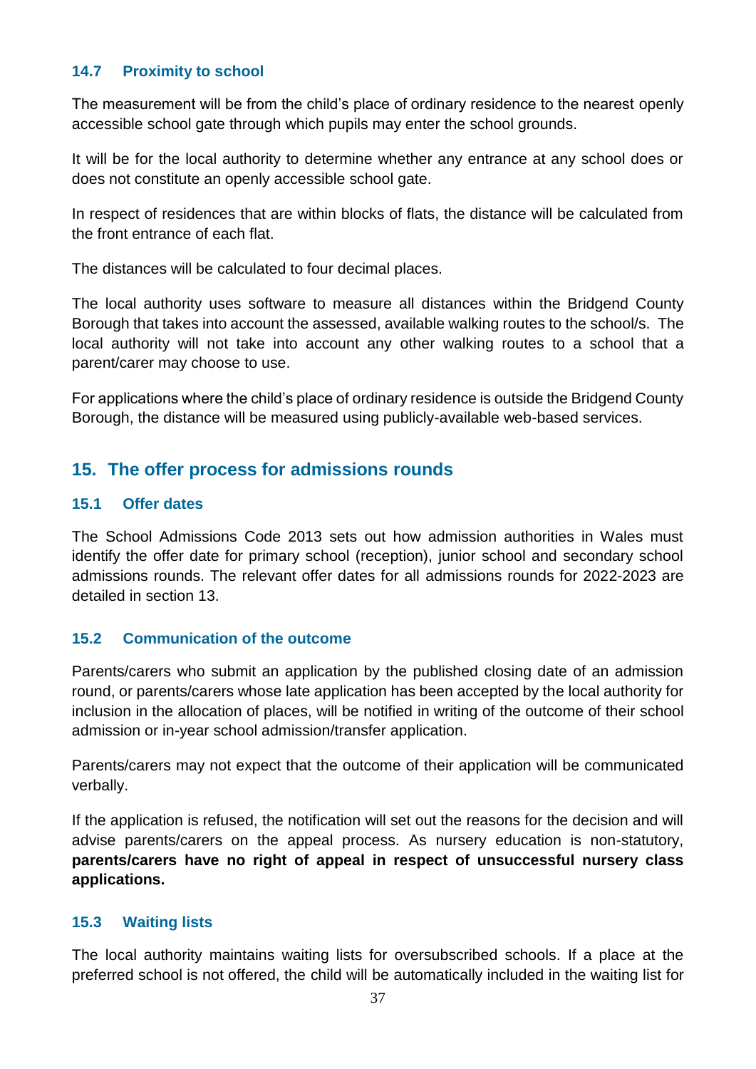### 14.7 Proximity to school

The measurement will be from the child's place of ordinary residence to the nearest openly accessible school gate through which pupils may enter the school grounds.

It will be for the local authority to determine whether any entrance at any school does or does not constitute an openly accessible school gate.

In respect of residences that are within blocks of flats, the distance will be calculated from the front entrance of each flat.

The distances will be calculated to four decimal places.

The local authority uses software to measure all distances within the Bridgend County Borough that takes into account the assessed, available walking routes to the school/s. The local authority will not take into account any other walking routes to a school that a parent/carer may choose to use.

For applications where the child's place of ordinary residence is outside the Bridgend County Borough, the distance will be measured using publicly-available web-based services.

## 15. The offer process for admissions rounds

### 15.1 Offer dates

The School Admissions Code 2013 sets out how admission authorities in Wales must identify the offer date for primary school (reception), junior school and secondary school admissions rounds. The relevant offer dates for all admissions rounds for 2022-2023 are detailed in section 13.

### 15.2 Communication of the outcome

Parents/carers who submit an application by the published closing date of an admission round, or parents/carers whose late application has been accepted by the local authority for inclusion in the allocation of places, will be notified in writing of the outcome of their school admission or in-year school admission/transfer application.

Parents/carers may not expect that the outcome of their application will be communicated verbally.

If the application is refused, the notification will set out the reasons for the decision and will advise parents/carers on the appeal process. As nursery education is non-statutory, **parents/carers have no right of appeal in respect of unsuccessful nursery class applications.**

### 15.3 Waiting lists

The local authority maintains waiting lists for oversubscribed schools. If a place at the preferred school is not offered, the child will be automatically included in the waiting list for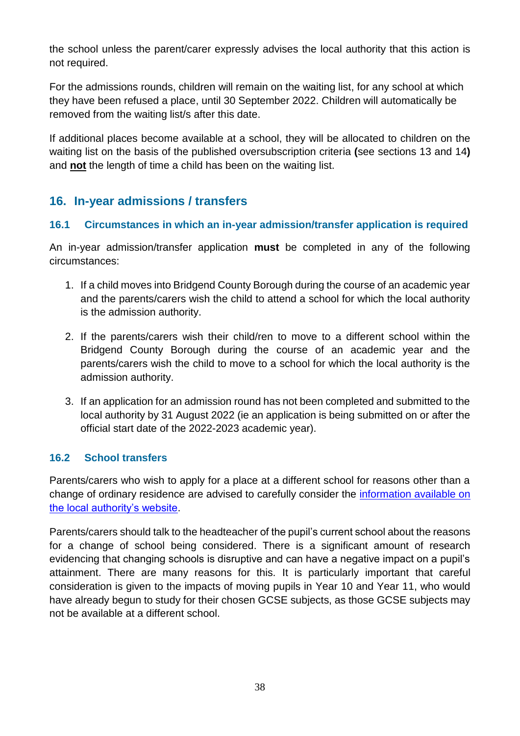the school unless the parent/carer expressly advises the local authority that this action is not required.

For the admissions rounds, children will remain on the waiting list, for any school at which they have been refused a place, until 30 September 2022. Children will automatically be removed from the waiting list/s after this date.

If additional places become available at a school, they will be allocated to children on the waiting list on the basis of the published oversubscription criteria **(**see sections 13 and 14**)** and **not** the length of time a child has been on the waiting list.

## 16. In-year admissions / transfers

### 16.1 Circumstances in which an in-year admission/transfer application is required

An in-year admission/transfer application **must** be completed in any of the following circumstances:

1. If a child moves into Bridgend County Borough during the course of an academic year and the parents/carers wish the child to attend a school for which the local authority is the admission authority.

2. If the parents/carers wish their child/ren to move to a different school within the Bridgend County Borough during the course of an academic year and the parents/carers wish the child to move to a school for which the local authority is the admission authority.

3. If an application for an admission round has not been completed and submitted to the local authority by 31 August 2022 (ie an application is being submitted on or after the official start date of the 2022-2023 academic year).

### 16.2 School transfers

Parents/carers who wish to apply for a place at a different school for reasons other than a change of ordinary residence are advised to carefully consider the information available on the local authority's website.

Parents/carers should talk to the headteacher of the pupil's current school about the reasons for a change of school being considered. There is a significant amount of research evidencing that changing schools is disruptive and can have a negative impact on a pupil's attainment. There are many reasons for this. It is particularly important that careful consideration is given to the impacts of moving pupils in Year 10 and Year 11, who would have already begun to study for their chosen GCSE subjects, as those GCSE subjects may not be available at a different school.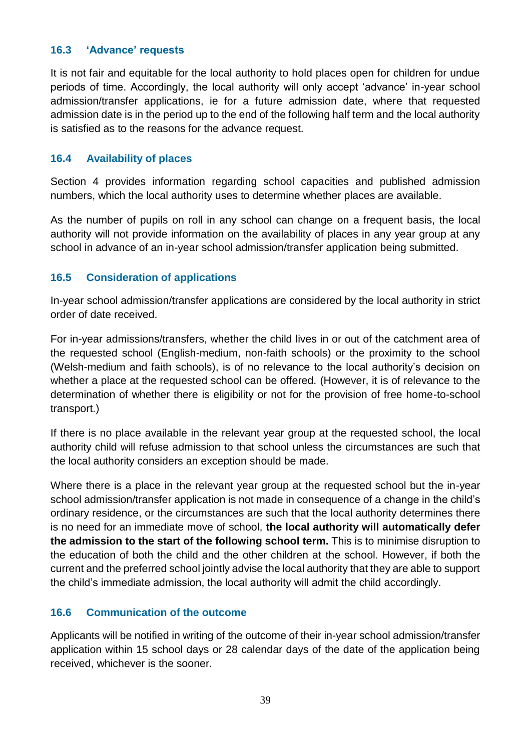### 16.3 'Advance' requests

It is not fair and equitable for the local authority to hold places open for children for undue periods of time. Accordingly, the local authority will only accept 'advance' in-year school admission/transfer applications, ie for a future admission date, where that requested admission date is in the period up to the end of the following half term and the local authority is satisfied as to the reasons for the advance request.

### 16.4 Availability of places

Section 4 provides information regarding school capacities and published admission numbers, which the local authority uses to determine whether places are available.

As the number of pupils on roll in any school can change on a frequent basis, the local authority will not provide information on the availability of places in any year group at any school in advance of an in-year school admission/transfer application being submitted.

### 16.5 Consideration of applications

In-year school admission/transfer applications are considered by the local authority in strict order of date received.

For in-year admissions/transfers, whether the child lives in or out of the catchment area of the requested school (English-medium, non-faith schools) or the proximity to the school (Welsh-medium and faith schools), is of no relevance to the local authority's decision on whether a place at the requested school can be offered. (However, it is of relevance to the determination of whether there is eligibility or not for the provision of free home-to-school transport.)

If there is no place available in the relevant year group at the requested school, the local authority child will refuse admission to that school unless the circumstances are such that the local authority considers an exception should be made.

Where there is a place in the relevant year group at the requested school but the in-year school admission/transfer application is not made in consequence of a change in the child's ordinary residence, or the circumstances are such that the local authority determines there is no need for an immediate move of school, **the local authority will automatically defer the admission to the start of the following school term.** This is to minimise disruption to the education of both the child and the other children at the school. However, if both the current and the preferred school jointly advise the local authority that they are able to support the child's immediate admission, the local authority will admit the child accordingly.

### 16.6 Communication of the outcome

Applicants will be notified in writing of the outcome of their in-year school admission/transfer application within 15 school days or 28 calendar days of the date of the application being received, whichever is the sooner.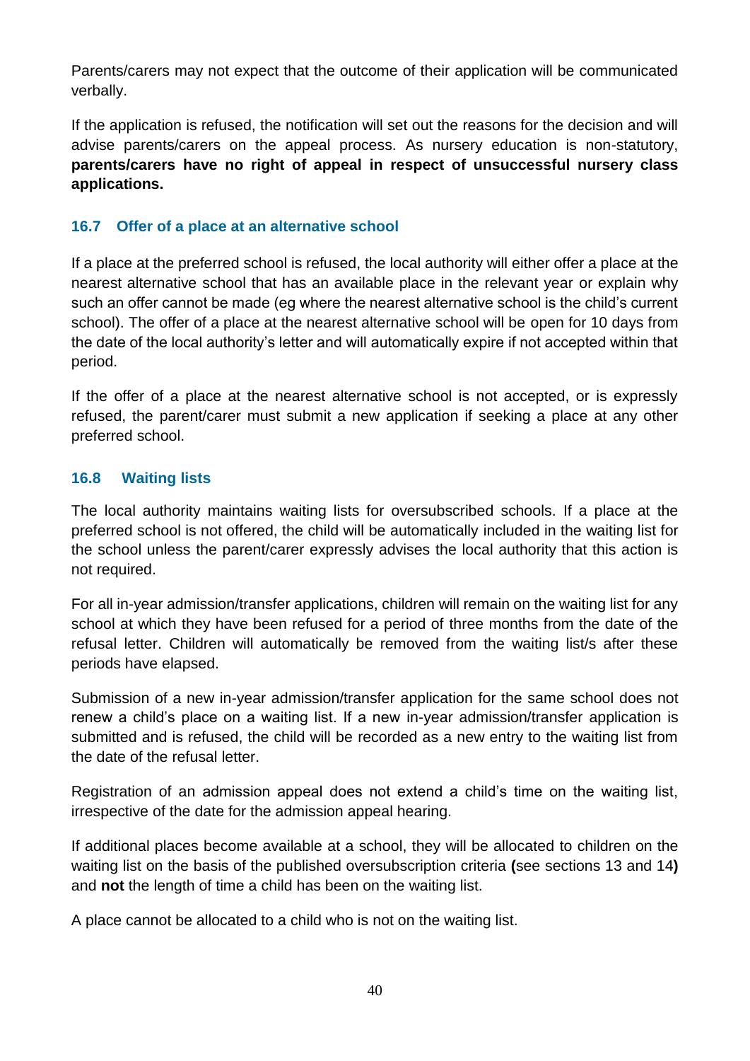Parents/carers may not expect that the outcome of their application will be communicated verbally.

If the application is refused, the notification will set out the reasons for the decision and will advise parents/carers on the appeal process. As nursery education is non-statutory, **parents/carers have no right of appeal in respect of unsuccessful nursery class applications.**

### 16.7 Offer of a place at an alternative school

If a place at the preferred school is refused, the local authority will either offer a place at the nearest alternative school that has an available place in the relevant year or explain why such an offer cannot be made (eg where the nearest alternative school is the child's current school). The offer of a place at the nearest alternative school will be open for 10 days from the date of the local authority's letter and will automatically expire if not accepted within that period.

If the offer of a place at the nearest alternative school is not accepted, or is expressly refused, the parent/carer must submit a new application if seeking a place at any other preferred school.

### 16.8 Waiting lists

The local authority maintains waiting lists for oversubscribed schools. If a place at the preferred school is not offered, the child will be automatically included in the waiting list for the school unless the parent/carer expressly advises the local authority that this action is not required.

For all in-year admission/transfer applications, children will remain on the waiting list for any school at which they have been refused for a period of three months from the date of the refusal letter. Children will automatically be removed from the waiting list/s after these periods have elapsed.

Submission of a new in-year admission/transfer application for the same school does not renew a child's place on a waiting list. If a new in-year admission/transfer application is submitted and is refused, the child will be recorded as a new entry to the waiting list from the date of the refusal letter.

Registration of an admission appeal does not extend a child's time on the waiting list, irrespective of the date for the admission appeal hearing.

If additional places become available at a school, they will be allocated to children on the waiting list on the basis of the published oversubscription criteria **(**see sections 13 and 14**)** and **not** the length of time a child has been on the waiting list.

A place cannot be allocated to a child who is not on the waiting list.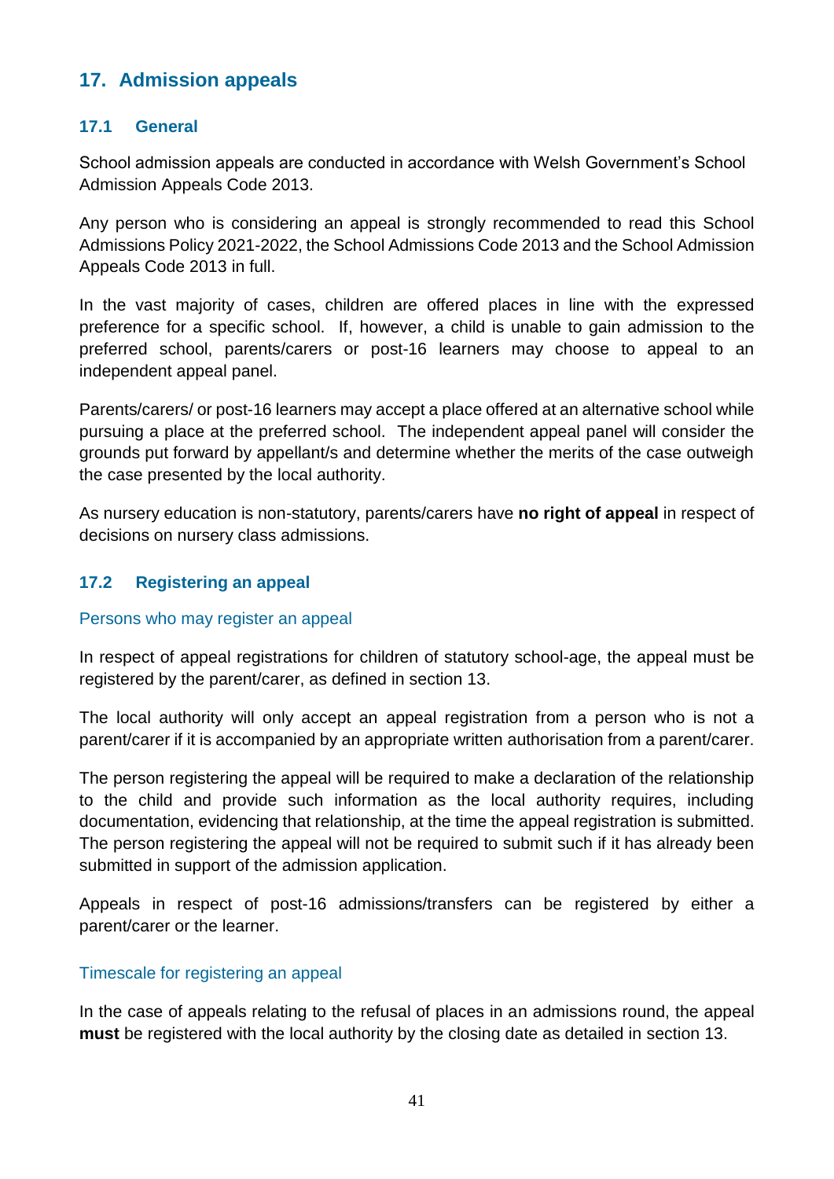## 17. Admission appeals

### 17.1 General

School admission appeals are conducted in accordance with Welsh Government's School Admission Appeals Code 2013.

Any person who is considering an appeal is strongly recommended to read this School Admissions Policy 2021-2022, the School Admissions Code 2013 and the School Admission Appeals Code 2013 in full.

In the vast majority of cases, children are offered places in line with the expressed preference for a specific school. If, however, a child is unable to gain admission to the preferred school, parents/carers or post-16 learners may choose to appeal to an independent appeal panel.

Parents/carers/ or post-16 learners may accept a place offered at an alternative school while pursuing a place at the preferred school. The independent appeal panel will consider the grounds put forward by appellant/s and determine whether the merits of the case outweigh the case presented by the local authority.

As nursery education is non-statutory, parents/carers have **no right of appeal** in respect of decisions on nursery class admissions.

### 17.2 Registering an appeal

#### Persons who may register an appeal

In respect of appeal registrations for children of statutory school-age, the appeal must be registered by the parent/carer, as defined in section 13.

The local authority will only accept an appeal registration from a person who is not a parent/carer if it is accompanied by an appropriate written authorisation from a parent/carer.

The person registering the appeal will be required to make a declaration of the relationship to the child and provide such information as the local authority requires, including documentation, evidencing that relationship, at the time the appeal registration is submitted. The person registering the appeal will not be required to submit such if it has already been submitted in support of the admission application.

Appeals in respect of post-16 admissions/transfers can be registered by either a parent/carer or the learner.

#### Timescale for registering an appeal

In the case of appeals relating to the refusal of places in an admissions round, the appeal **must** be registered with the local authority by the closing date as detailed in section 13.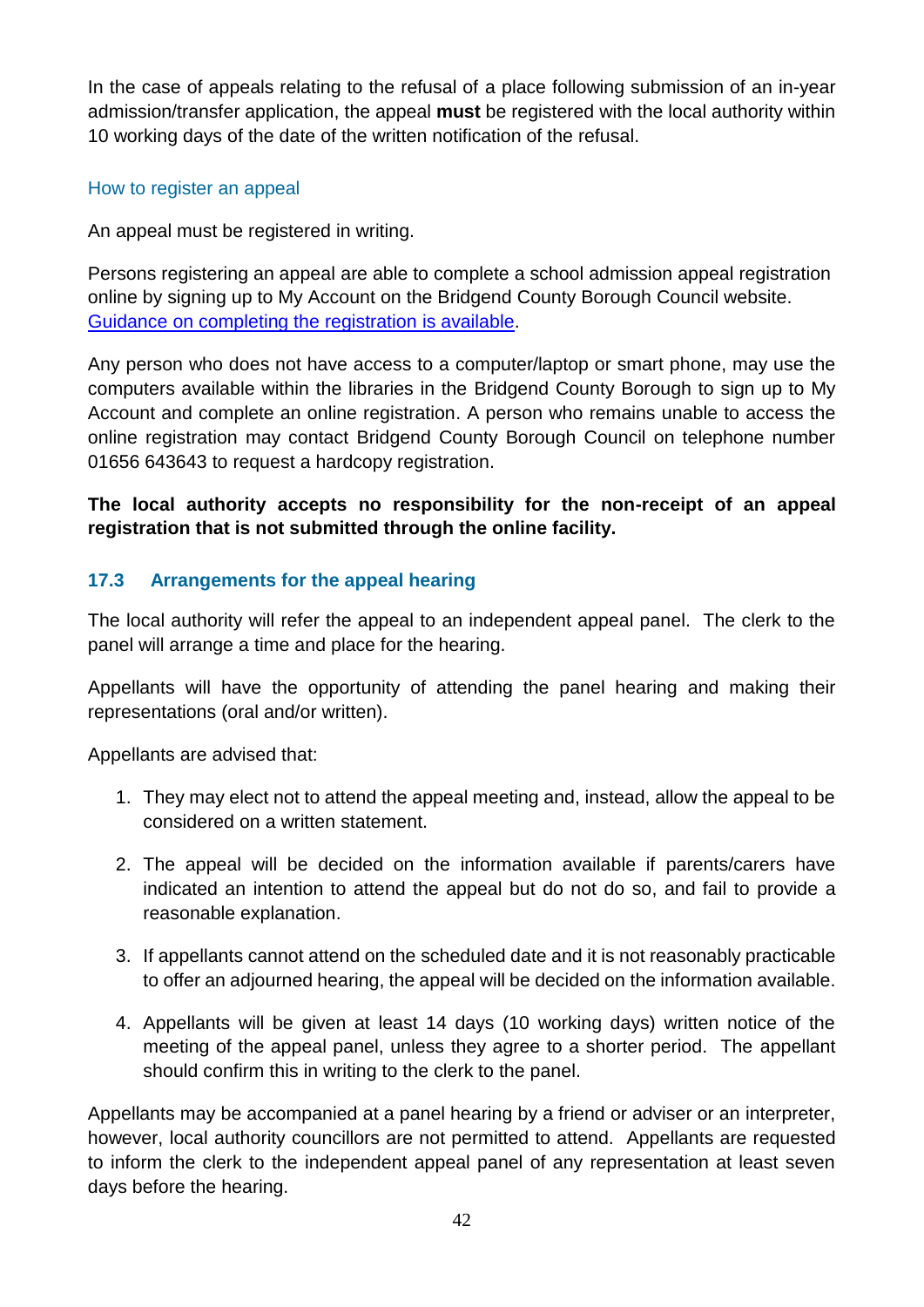In the case of appeals relating to the refusal of a place following submission of an in-year admission/transfer application, the appeal **must** be registered with the local authority within 10 working days of the date of the written notification of the refusal.

### How to register an appeal

An appeal must be registered in writing.

Persons registering an appeal are able to complete a school admission appeal registration online by signing up to My Account on the Bridgend County Borough Council website. Guidance on completing the registration is available.

Any person who does not have access to a computer/laptop or smart phone, may use the computers available within the libraries in the Bridgend County Borough to sign up to My Account and complete an online registration. A person who remains unable to access the online registration may contact Bridgend County Borough Council on telephone number 01656 643643 to request a hardcopy registration.

**The local authority accepts no responsibility for the non-receipt of an appeal registration that is not submitted through the online facility.**

## 17.3 Arrangements for the appeal hearing

The local authority will refer the appeal to an independent appeal panel. The clerk to the panel will arrange a time and place for the hearing.

Appellants will have the opportunity of attending the panel hearing and making their representations (oral and/or written).

Appellants are advised that:

1. They may elect not to attend the appeal meeting and, instead, allow the appeal to be considered on a written statement.
2. The appeal will be decided on the information available if parents/carers have indicated an intention to attend the appeal but do not do so, and fail to provide a reasonable explanation.
3. If appellants cannot attend on the scheduled date and it is not reasonably practicable to offer an adjourned hearing, the appeal will be decided on the information available.
4. Appellants will be given at least 14 days (10 working days) written notice of the meeting of the appeal panel, unless they agree to a shorter period. The appellant should confirm this in writing to the clerk to the panel.

Appellants may be accompanied at a panel hearing by a friend or adviser or an interpreter, however, local authority councillors are not permitted to attend. Appellants are requested to inform the clerk to the independent appeal panel of any representation at least seven days before the hearing.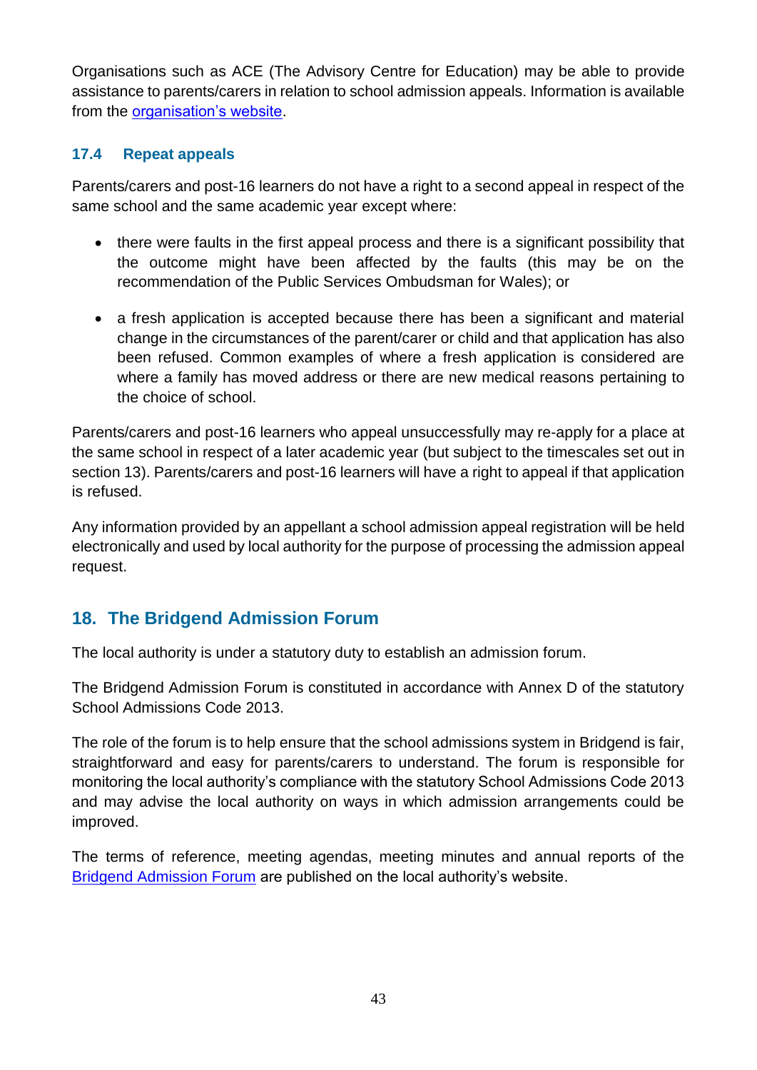Organisations such as ACE (The Advisory Centre for Education) may be able to provide assistance to parents/carers in relation to school admission appeals. Information is available from the [organisation's website](#).

### 17.4 Repeat appeals

Parents/carers and post-16 learners do not have a right to a second appeal in respect of the same school and the same academic year except where:

- there were faults in the first appeal process and there is a significant possibility that the outcome might have been affected by the faults (this may be on the recommendation of the Public Services Ombudsman for Wales); or
- a fresh application is accepted because there has been a significant and material change in the circumstances of the parent/carer or child and that application has also been refused. Common examples of where a fresh application is considered are where a family has moved address or there are new medical reasons pertaining to the choice of school.

Parents/carers and post-16 learners who appeal unsuccessfully may re-apply for a place at the same school in respect of a later academic year (but subject to the timescales set out in section 13). Parents/carers and post-16 learners will have a right to appeal if that application is refused.

Any information provided by an appellant a school admission appeal registration will be held electronically and used by local authority for the purpose of processing the admission appeal request.

## 18. The Bridgend Admission Forum

The local authority is under a statutory duty to establish an admission forum.

The Bridgend Admission Forum is constituted in accordance with Annex D of the statutory School Admissions Code 2013.

The role of the forum is to help ensure that the school admissions system in Bridgend is fair, straightforward and easy for parents/carers to understand. The forum is responsible for monitoring the local authority's compliance with the statutory School Admissions Code 2013 and may advise the local authority on ways in which admission arrangements could be improved.

The terms of reference, meeting agendas, meeting minutes and annual reports of the [Bridgend Admission Forum](#) are published on the local authority's website.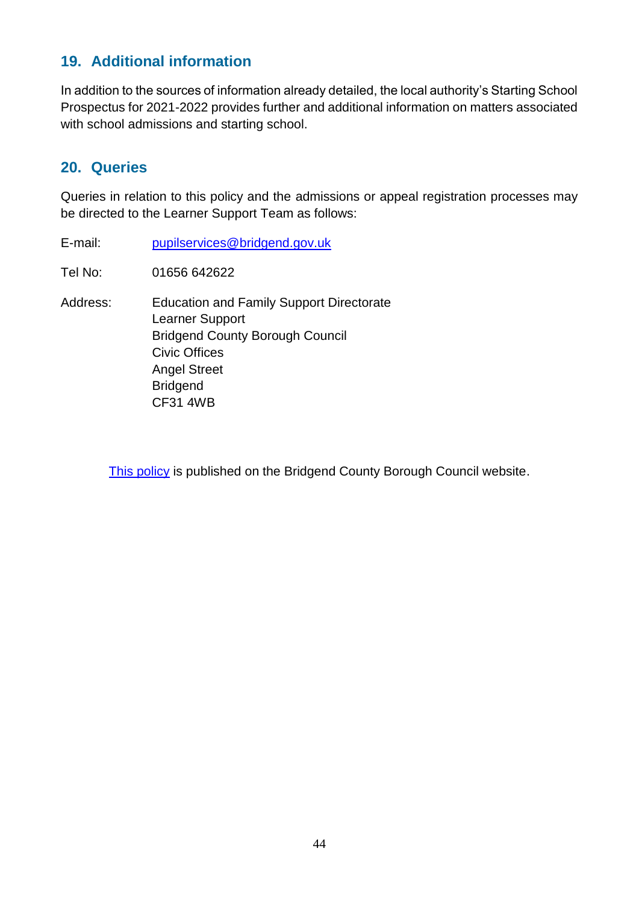## 19. Additional information

In addition to the sources of information already detailed, the local authority's Starting School Prospectus for 2021-2022 provides further and additional information on matters associated with school admissions and starting school.

## 20. Queries

Queries in relation to this policy and the admissions or appeal registration processes may be directed to the Learner Support Team as follows:

E-mail: pupilservices@bridgend.gov.uk

Tel No: 01656 642622

Address: Education and Family Support Directorate
Learner Support
Bridgend County Borough Council
Civic Offices
Angel Street
Bridgend
CF31 4WB

This policy is published on the Bridgend County Borough Council website.